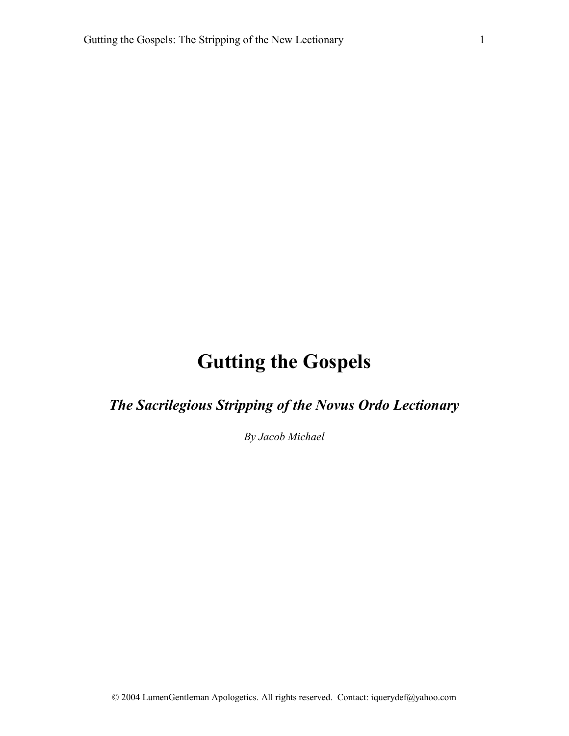# Gutting the Gospels

## *The Sacrilegious Stripping of the Novus Ordo Lectionary*

*By Jacob Michael*

© 2004 LumenGentleman Apologetics. All rights reserved. Contact: iquerydef@yahoo.com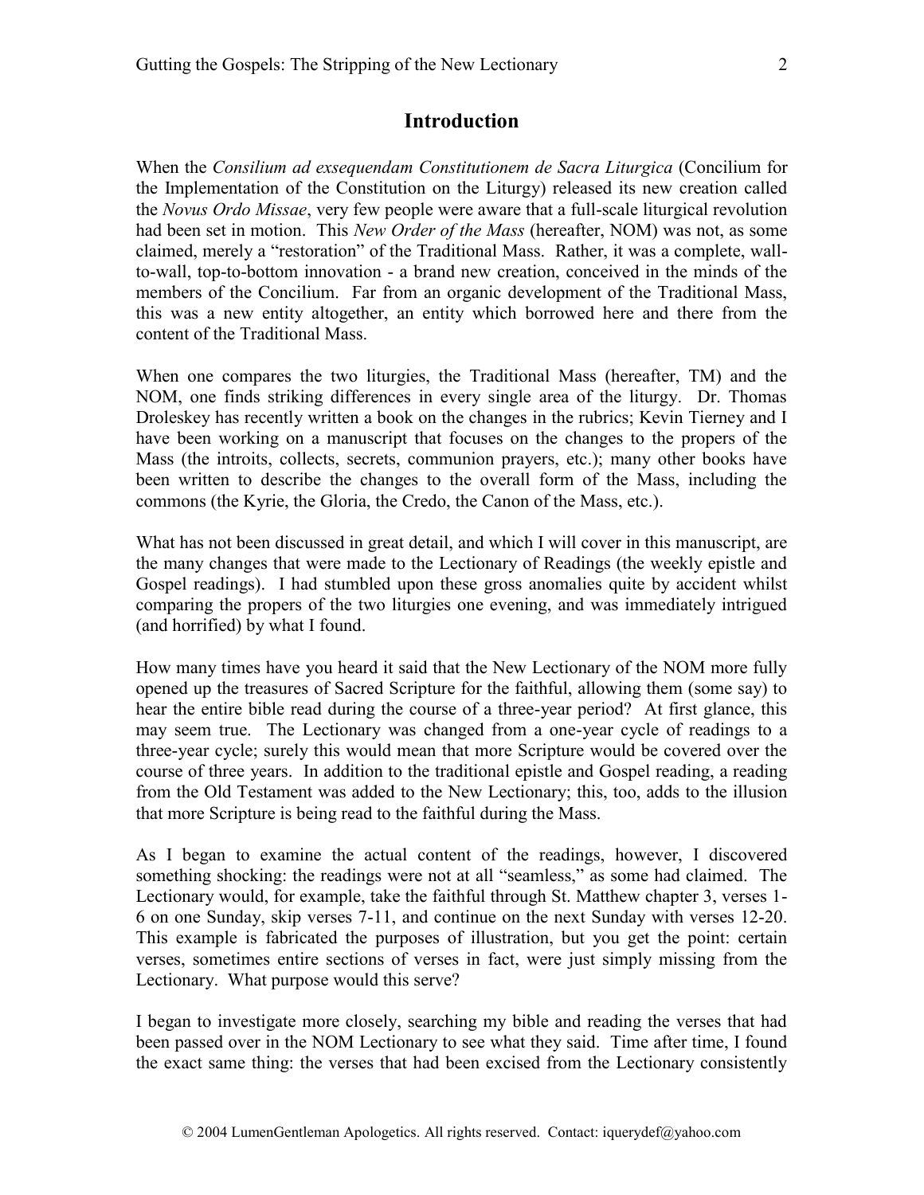## Introduction

When the *Consilium ad exsequendam Constitutionem de Sacra Liturgica* (Concilium for the Implementation of the Constitution on the Liturgy) released its new creation called the *Novus Ordo Missae*, very few people were aware that a full-scale liturgical revolution had been set in motion. This *New Order of the Mass* (hereafter, NOM) was not, as some claimed, merely a "restoration" of the Traditional Mass. Rather, it was a complete, wall-to-wall, top-to-bottom innovation - a brand new creation, conceived in the minds of the members of the Concilium. Far from an organic development of the Traditional Mass, this was a new entity altogether, an entity which borrowed here and there from the content of the Traditional Mass.

When one compares the two liturgies, the Traditional Mass (hereafter, TM) and the NOM, one finds striking differences in every single area of the liturgy. Dr. Thomas Droleskey has recently written a book on the changes in the rubrics; Kevin Tierney and I have been working on a manuscript that focuses on the changes to the propers of the Mass (the introits, collects, secrets, communion prayers, etc.); many other books have been written to describe the changes to the overall form of the Mass, including the commons (the Kyrie, the Gloria, the Credo, the Canon of the Mass, etc.).

What has not been discussed in great detail, and which I will cover in this manuscript, are the many changes that were made to the Lectionary of Readings (the weekly epistle and Gospel readings). I had stumbled upon these gross anomalies quite by accident whilst comparing the propers of the two liturgies one evening, and was immediately intrigued (and horrified) by what I found.

How many times have you heard it said that the New Lectionary of the NOM more fully opened up the treasures of Sacred Scripture for the faithful, allowing them (some say) to hear the entire bible read during the course of a three-year period? At first glance, this may seem true. The Lectionary was changed from a one-year cycle of readings to a three-year cycle; surely this would mean that more Scripture would be covered over the course of three years. In addition to the traditional epistle and Gospel reading, a reading from the Old Testament was added to the New Lectionary; this, too, adds to the illusion that more Scripture is being read to the faithful during the Mass.

As I began to examine the actual content of the readings, however, I discovered something shocking: the readings were not at all "seamless," as some had claimed. The Lectionary would, for example, take the faithful through St. Matthew chapter 3, verses 1-6 on one Sunday, skip verses 7-11, and continue on the next Sunday with verses 12-20. This example is fabricated the purposes of illustration, but you get the point: certain verses, sometimes entire sections of verses in fact, were just simply missing from the Lectionary. What purpose would this serve?

I began to investigate more closely, searching my bible and reading the verses that had been passed over in the NOM Lectionary to see what they said. Time after time, I found the exact same thing: the verses that had been excised from the Lectionary consistently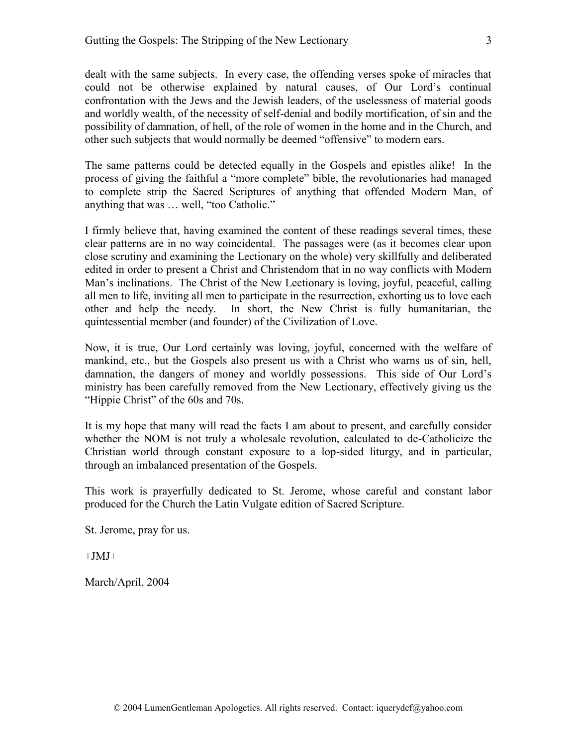dealt with the same subjects. In every case, the offending verses spoke of miracles that could not be otherwise explained by natural causes, of Our Lord's continual confrontation with the Jews and the Jewish leaders, of the uselessness of material goods and worldly wealth, of the necessity of self-denial and bodily mortification, of sin and the possibility of damnation, of hell, of the role of women in the home and in the Church, and other such subjects that would normally be deemed "offensive" to modern ears.

The same patterns could be detected equally in the Gospels and epistles alike! In the process of giving the faithful a "more complete" bible, the revolutionaries had managed to complete strip the Sacred Scriptures of anything that offended Modern Man, of anything that was … well, "too Catholic."

I firmly believe that, having examined the content of these readings several times, these clear patterns are in no way coincidental. The passages were (as it becomes clear upon close scrutiny and examining the Lectionary on the whole) very skillfully and deliberated edited in order to present a Christ and Christendom that in no way conflicts with Modern Man's inclinations. The Christ of the New Lectionary is loving, joyful, peaceful, calling all men to life, inviting all men to participate in the resurrection, exhorting us to love each other and help the needy. In short, the New Christ is fully humanitarian, the quintessential member (and founder) of the Civilization of Love.

Now, it is true, Our Lord certainly was loving, joyful, concerned with the welfare of mankind, etc., but the Gospels also present us with a Christ who warns us of sin, hell, damnation, the dangers of money and worldly possessions. This side of Our Lord's ministry has been carefully removed from the New Lectionary, effectively giving us the "Hippie Christ" of the 60s and 70s.

It is my hope that many will read the facts I am about to present, and carefully consider whether the NOM is not truly a wholesale revolution, calculated to de-Catholicize the Christian world through constant exposure to a lop-sided liturgy, and in particular, through an imbalanced presentation of the Gospels.

This work is prayerfully dedicated to St. Jerome, whose careful and constant labor produced for the Church the Latin Vulgate edition of Sacred Scripture.

St. Jerome, pray for us.

+JMJ+

March/April, 2004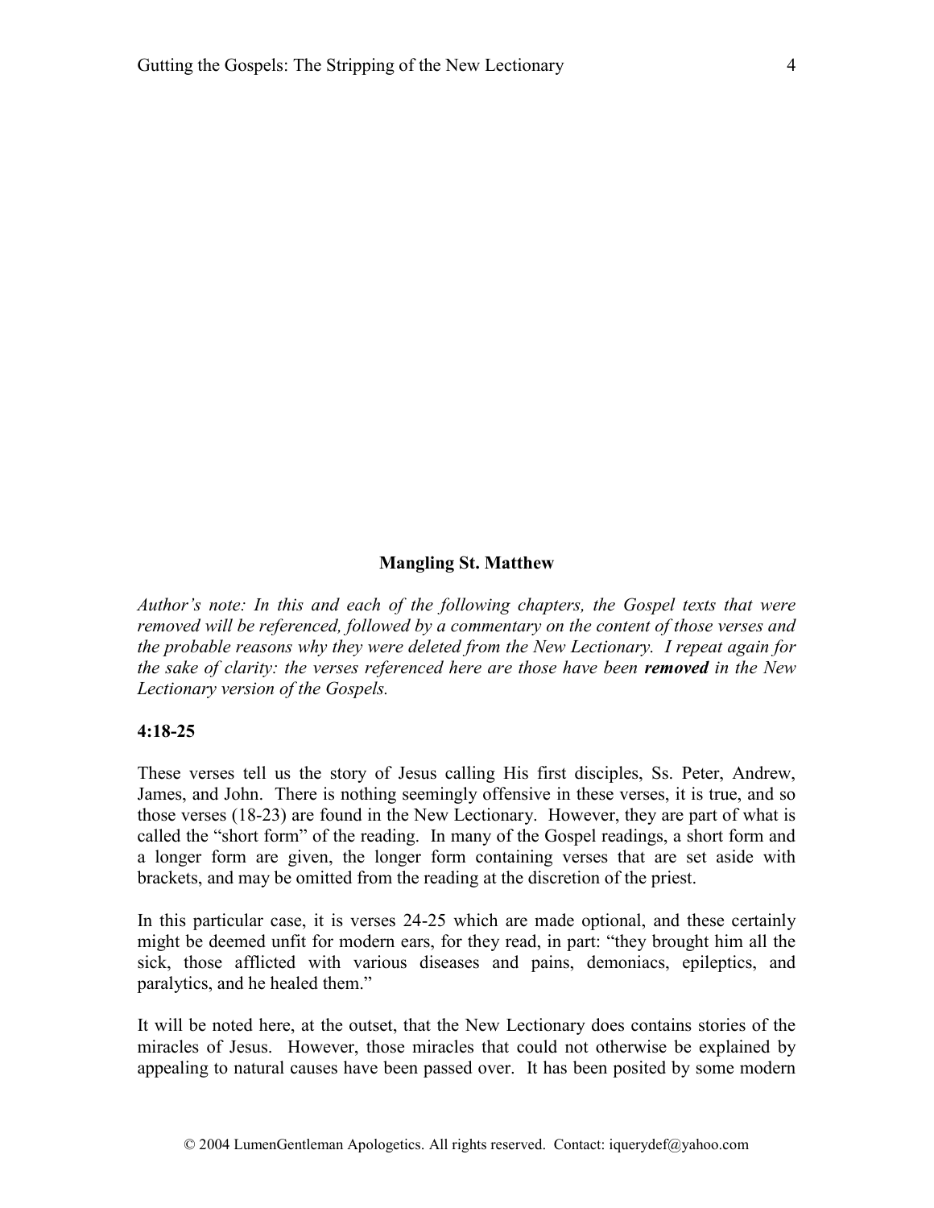## Mangling St. Matthew

*Author's note: In this and each of the following chapters, the Gospel texts that were removed will be referenced, followed by a commentary on the content of those verses and the probable reasons why they were deleted from the New Lectionary. I repeat again for the sake of clarity: the verses referenced here are those have been* ***removed*** *in the New Lectionary version of the Gospels.*

**4:18-25**

These verses tell us the story of Jesus calling His first disciples, Ss. Peter, Andrew, James, and John. There is nothing seemingly offensive in these verses, it is true, and so those verses (18-23) are found in the New Lectionary. However, they are part of what is called the "short form" of the reading. In many of the Gospel readings, a short form and a longer form are given, the longer form containing verses that are set aside with brackets, and may be omitted from the reading at the discretion of the priest.

In this particular case, it is verses 24-25 which are made optional, and these certainly might be deemed unfit for modern ears, for they read, in part: "they brought him all the sick, those afflicted with various diseases and pains, demoniacs, epileptics, and paralytics, and he healed them."

It will be noted here, at the outset, that the New Lectionary does contains stories of the miracles of Jesus. However, those miracles that could not otherwise be explained by appealing to natural causes have been passed over. It has been posited by some modern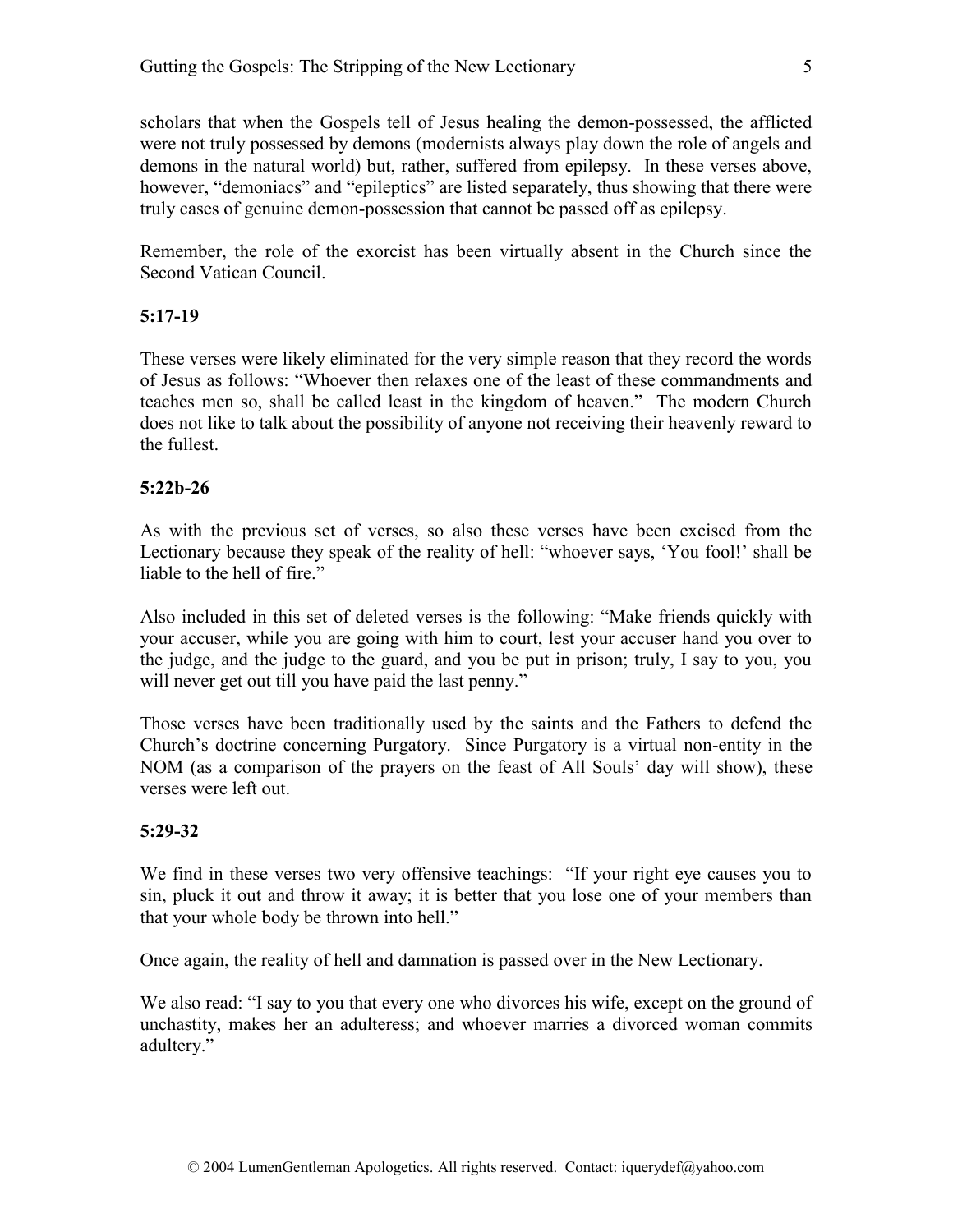scholars that when the Gospels tell of Jesus healing the demon-possessed, the afflicted were not truly possessed by demons (modernists always play down the role of angels and demons in the natural world) but, rather, suffered from epilepsy. In these verses above, however, "demoniacs" and "epileptics" are listed separately, thus showing that there were truly cases of genuine demon-possession that cannot be passed off as epilepsy.

Remember, the role of the exorcist has been virtually absent in the Church since the Second Vatican Council.

**5:17-19**

These verses were likely eliminated for the very simple reason that they record the words of Jesus as follows: "Whoever then relaxes one of the least of these commandments and teaches men so, shall be called least in the kingdom of heaven." The modern Church does not like to talk about the possibility of anyone not receiving their heavenly reward to the fullest.

**5:22b-26**

As with the previous set of verses, so also these verses have been excised from the Lectionary because they speak of the reality of hell: "whoever says, 'You fool!' shall be liable to the hell of fire."

Also included in this set of deleted verses is the following: "Make friends quickly with your accuser, while you are going with him to court, lest your accuser hand you over to the judge, and the judge to the guard, and you be put in prison; truly, I say to you, you will never get out till you have paid the last penny."

Those verses have been traditionally used by the saints and the Fathers to defend the Church's doctrine concerning Purgatory. Since Purgatory is a virtual non-entity in the NOM (as a comparison of the prayers on the feast of All Souls' day will show), these verses were left out.

**5:29-32**

We find in these verses two very offensive teachings: "If your right eye causes you to sin, pluck it out and throw it away; it is better that you lose one of your members than that your whole body be thrown into hell."

Once again, the reality of hell and damnation is passed over in the New Lectionary.

We also read: "I say to you that every one who divorces his wife, except on the ground of unchastity, makes her an adulteress; and whoever marries a divorced woman commits adultery."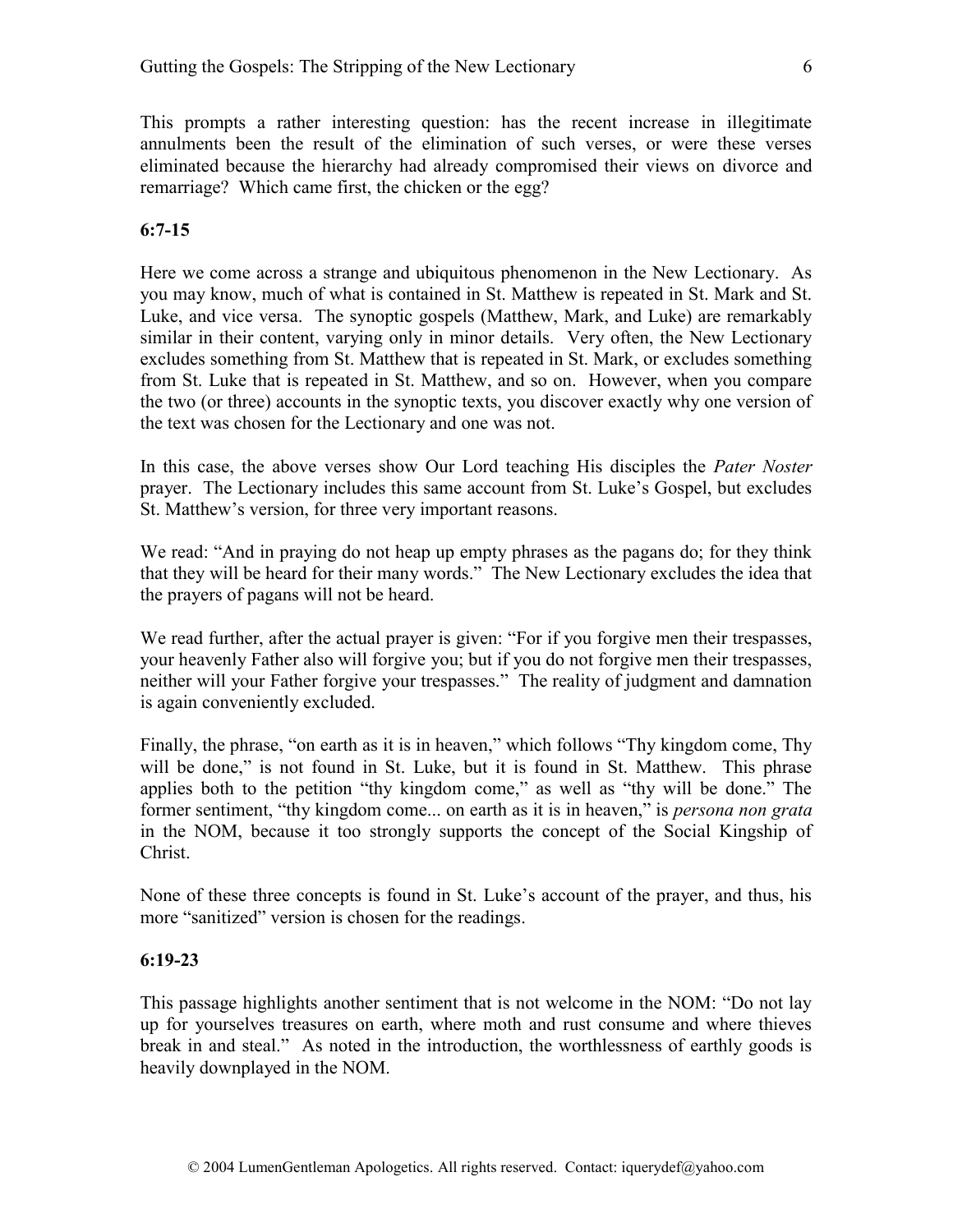This prompts a rather interesting question: has the recent increase in illegitimate annulments been the result of the elimination of such verses, or were these verses eliminated because the hierarchy had already compromised their views on divorce and remarriage? Which came first, the chicken or the egg?

**6:7-15**

Here we come across a strange and ubiquitous phenomenon in the New Lectionary. As you may know, much of what is contained in St. Matthew is repeated in St. Mark and St. Luke, and vice versa. The synoptic gospels (Matthew, Mark, and Luke) are remarkably similar in their content, varying only in minor details. Very often, the New Lectionary excludes something from St. Matthew that is repeated in St. Mark, or excludes something from St. Luke that is repeated in St. Matthew, and so on. However, when you compare the two (or three) accounts in the synoptic texts, you discover exactly why one version of the text was chosen for the Lectionary and one was not.

In this case, the above verses show Our Lord teaching His disciples the *Pater Noster* prayer. The Lectionary includes this same account from St. Luke's Gospel, but excludes St. Matthew's version, for three very important reasons.

We read: "And in praying do not heap up empty phrases as the pagans do; for they think that they will be heard for their many words." The New Lectionary excludes the idea that the prayers of pagans will not be heard.

We read further, after the actual prayer is given: "For if you forgive men their trespasses, your heavenly Father also will forgive you; but if you do not forgive men their trespasses, neither will your Father forgive your trespasses." The reality of judgment and damnation is again conveniently excluded.

Finally, the phrase, "on earth as it is in heaven," which follows "Thy kingdom come, Thy will be done," is not found in St. Luke, but it is found in St. Matthew. This phrase applies both to the petition "thy kingdom come," as well as "thy will be done." The former sentiment, "thy kingdom come... on earth as it is in heaven," is *persona non grata* in the NOM, because it too strongly supports the concept of the Social Kingship of Christ.

None of these three concepts is found in St. Luke's account of the prayer, and thus, his more "sanitized" version is chosen for the readings.

**6:19-23**

This passage highlights another sentiment that is not welcome in the NOM: "Do not lay up for yourselves treasures on earth, where moth and rust consume and where thieves break in and steal." As noted in the introduction, the worthlessness of earthly goods is heavily downplayed in the NOM.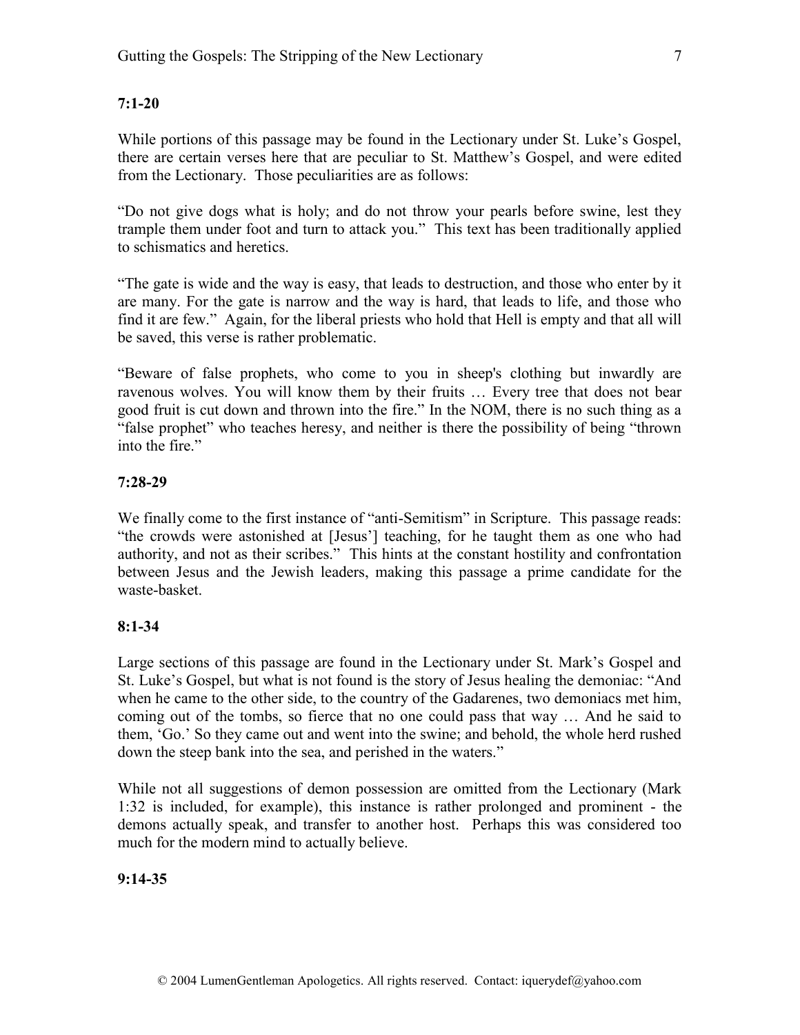**7:1-20**

While portions of this passage may be found in the Lectionary under St. Luke's Gospel, there are certain verses here that are peculiar to St. Matthew's Gospel, and were edited from the Lectionary. Those peculiarities are as follows:

"Do not give dogs what is holy; and do not throw your pearls before swine, lest they trample them under foot and turn to attack you." This text has been traditionally applied to schismatics and heretics.

"The gate is wide and the way is easy, that leads to destruction, and those who enter by it are many. For the gate is narrow and the way is hard, that leads to life, and those who find it are few." Again, for the liberal priests who hold that Hell is empty and that all will be saved, this verse is rather problematic.

"Beware of false prophets, who come to you in sheep's clothing but inwardly are ravenous wolves. You will know them by their fruits … Every tree that does not bear good fruit is cut down and thrown into the fire." In the NOM, there is no such thing as a "false prophet" who teaches heresy, and neither is there the possibility of being "thrown into the fire."

**7:28-29**

We finally come to the first instance of "anti-Semitism" in Scripture. This passage reads: "the crowds were astonished at [Jesus'] teaching, for he taught them as one who had authority, and not as their scribes." This hints at the constant hostility and confrontation between Jesus and the Jewish leaders, making this passage a prime candidate for the waste-basket.

**8:1-34**

Large sections of this passage are found in the Lectionary under St. Mark's Gospel and St. Luke's Gospel, but what is not found is the story of Jesus healing the demoniac: "And when he came to the other side, to the country of the Gadarenes, two demoniacs met him, coming out of the tombs, so fierce that no one could pass that way … And he said to them, 'Go.' So they came out and went into the swine; and behold, the whole herd rushed down the steep bank into the sea, and perished in the waters."

While not all suggestions of demon possession are omitted from the Lectionary (Mark 1:32 is included, for example), this instance is rather prolonged and prominent - the demons actually speak, and transfer to another host. Perhaps this was considered too much for the modern mind to actually believe.

**9:14-35**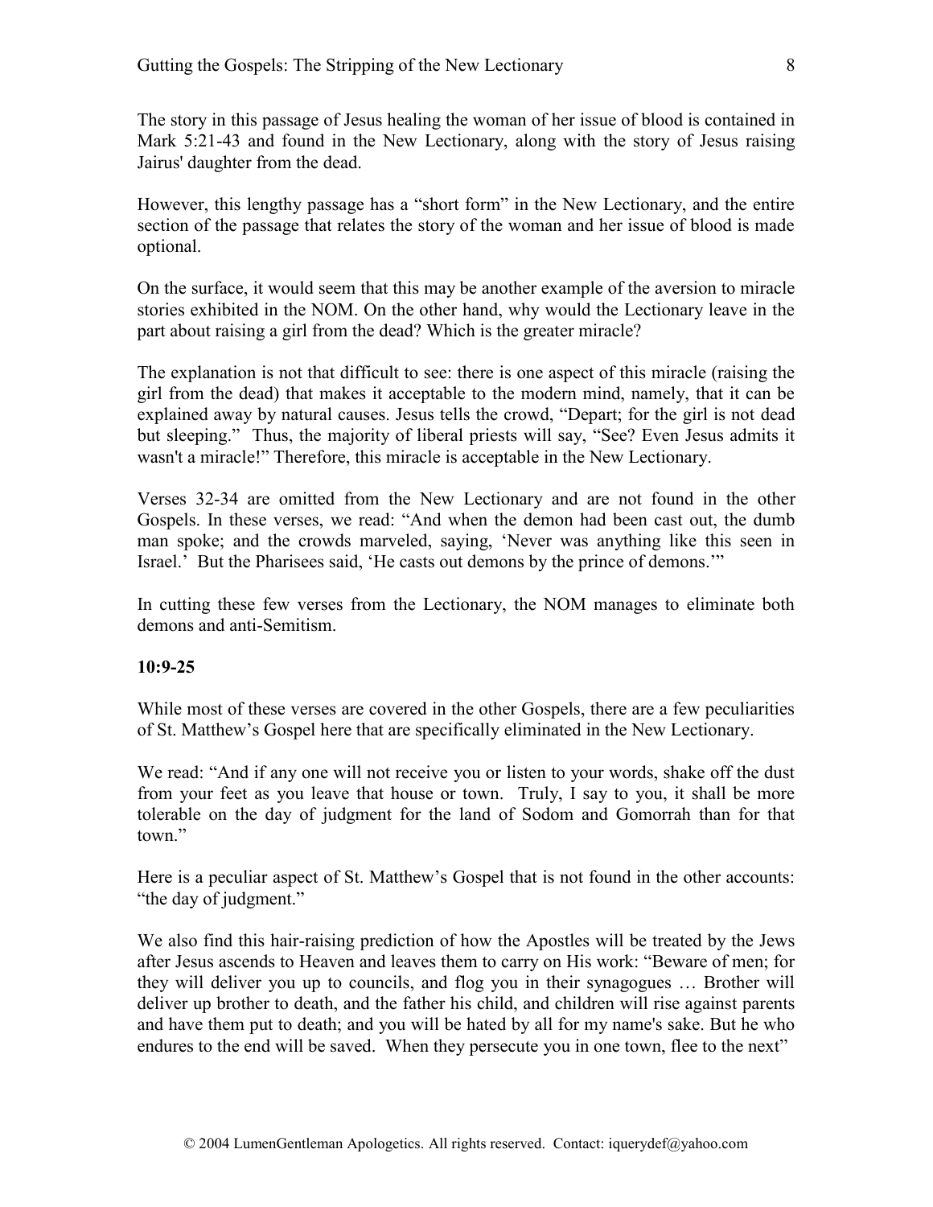The story in this passage of Jesus healing the woman of her issue of blood is contained in Mark 5:21-43 and found in the New Lectionary, along with the story of Jesus raising Jairus' daughter from the dead.

However, this lengthy passage has a "short form" in the New Lectionary, and the entire section of the passage that relates the story of the woman and her issue of blood is made optional.

On the surface, it would seem that this may be another example of the aversion to miracle stories exhibited in the NOM. On the other hand, why would the Lectionary leave in the part about raising a girl from the dead? Which is the greater miracle?

The explanation is not that difficult to see: there is one aspect of this miracle (raising the girl from the dead) that makes it acceptable to the modern mind, namely, that it can be explained away by natural causes. Jesus tells the crowd, "Depart; for the girl is not dead but sleeping." Thus, the majority of liberal priests will say, "See? Even Jesus admits it wasn't a miracle!" Therefore, this miracle is acceptable in the New Lectionary.

Verses 32-34 are omitted from the New Lectionary and are not found in the other Gospels. In these verses, we read: "And when the demon had been cast out, the dumb man spoke; and the crowds marveled, saying, 'Never was anything like this seen in Israel.' But the Pharisees said, 'He casts out demons by the prince of demons.'"

In cutting these few verses from the Lectionary, the NOM manages to eliminate both demons and anti-Semitism.

**10:9-25**

While most of these verses are covered in the other Gospels, there are a few peculiarities of St. Matthew's Gospel here that are specifically eliminated in the New Lectionary.

We read: "And if any one will not receive you or listen to your words, shake off the dust from your feet as you leave that house or town. Truly, I say to you, it shall be more tolerable on the day of judgment for the land of Sodom and Gomorrah than for that town."

Here is a peculiar aspect of St. Matthew's Gospel that is not found in the other accounts: "the day of judgment."

We also find this hair-raising prediction of how the Apostles will be treated by the Jews after Jesus ascends to Heaven and leaves them to carry on His work: "Beware of men; for they will deliver you up to councils, and flog you in their synagogues … Brother will deliver up brother to death, and the father his child, and children will rise against parents and have them put to death; and you will be hated by all for my name's sake. But he who endures to the end will be saved. When they persecute you in one town, flee to the next"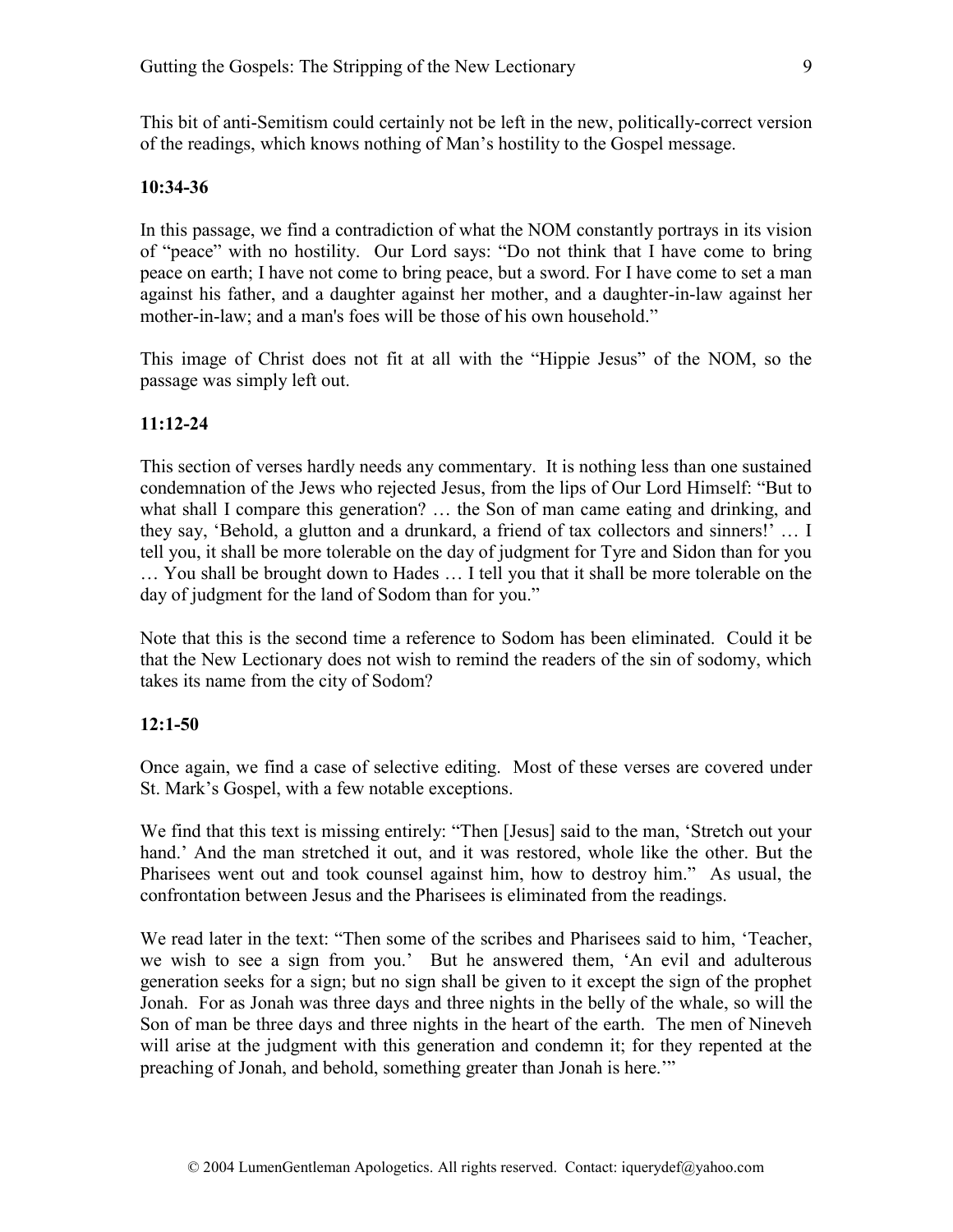This bit of anti-Semitism could certainly not be left in the new, politically-correct version of the readings, which knows nothing of Man's hostility to the Gospel message.

**10:34-36**

In this passage, we find a contradiction of what the NOM constantly portrays in its vision of "peace" with no hostility. Our Lord says: "Do not think that I have come to bring peace on earth; I have not come to bring peace, but a sword. For I have come to set a man against his father, and a daughter against her mother, and a daughter-in-law against her mother-in-law; and a man's foes will be those of his own household."

This image of Christ does not fit at all with the "Hippie Jesus" of the NOM, so the passage was simply left out.

**11:12-24**

This section of verses hardly needs any commentary. It is nothing less than one sustained condemnation of the Jews who rejected Jesus, from the lips of Our Lord Himself: "But to what shall I compare this generation? … the Son of man came eating and drinking, and they say, 'Behold, a glutton and a drunkard, a friend of tax collectors and sinners!' … I tell you, it shall be more tolerable on the day of judgment for Tyre and Sidon than for you … You shall be brought down to Hades … I tell you that it shall be more tolerable on the day of judgment for the land of Sodom than for you."

Note that this is the second time a reference to Sodom has been eliminated. Could it be that the New Lectionary does not wish to remind the readers of the sin of sodomy, which takes its name from the city of Sodom?

**12:1-50**

Once again, we find a case of selective editing. Most of these verses are covered under St. Mark's Gospel, with a few notable exceptions.

We find that this text is missing entirely: "Then [Jesus] said to the man, 'Stretch out your hand.' And the man stretched it out, and it was restored, whole like the other. But the Pharisees went out and took counsel against him, how to destroy him." As usual, the confrontation between Jesus and the Pharisees is eliminated from the readings.

We read later in the text: "Then some of the scribes and Pharisees said to him, 'Teacher, we wish to see a sign from you.' But he answered them, 'An evil and adulterous generation seeks for a sign; but no sign shall be given to it except the sign of the prophet Jonah. For as Jonah was three days and three nights in the belly of the whale, so will the Son of man be three days and three nights in the heart of the earth. The men of Nineveh will arise at the judgment with this generation and condemn it; for they repented at the preaching of Jonah, and behold, something greater than Jonah is here.'"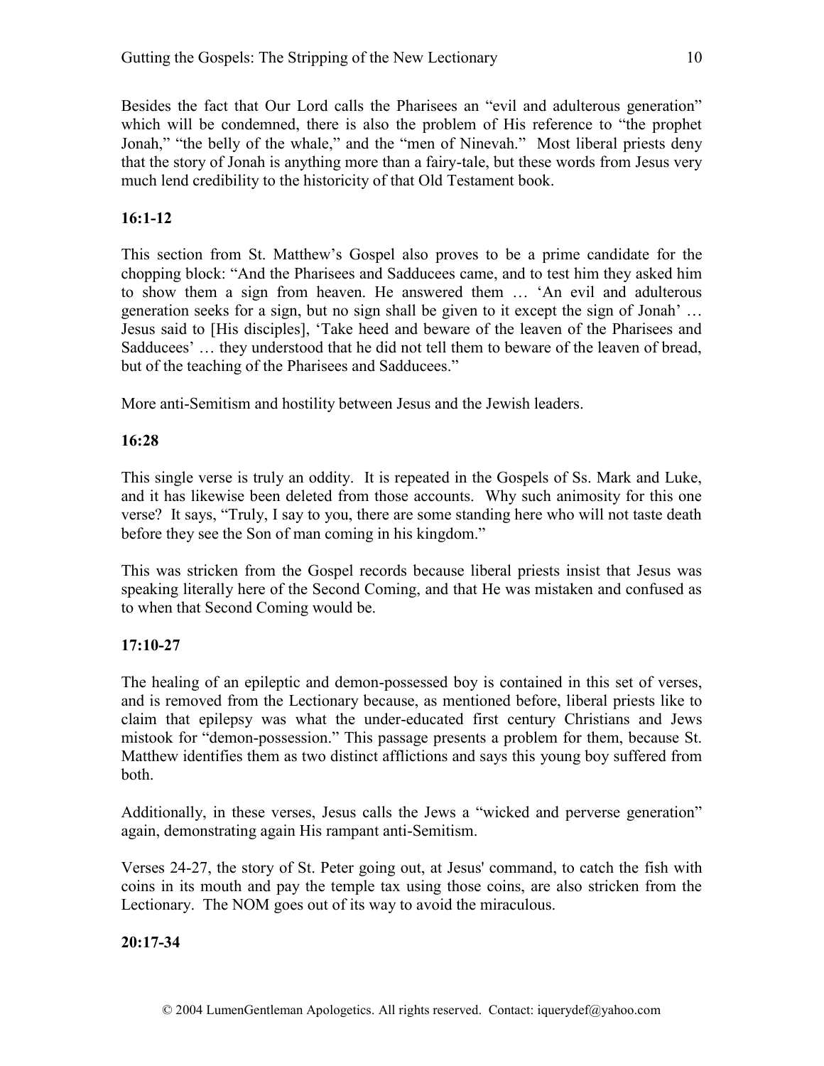Besides the fact that Our Lord calls the Pharisees an "evil and adulterous generation" which will be condemned, there is also the problem of His reference to "the prophet Jonah," "the belly of the whale," and the "men of Nineveh." Most liberal priests deny that the story of Jonah is anything more than a fairy-tale, but these words from Jesus very much lend credibility to the historicity of that Old Testament book.

**16:1-12**

This section from St. Matthew's Gospel also proves to be a prime candidate for the chopping block: "And the Pharisees and Sadducees came, and to test him they asked him to show them a sign from heaven. He answered them … 'An evil and adulterous generation seeks for a sign, but no sign shall be given to it except the sign of Jonah' … Jesus said to [His disciples], 'Take heed and beware of the leaven of the Pharisees and Sadducees' … they understood that he did not tell them to beware of the leaven of bread, but of the teaching of the Pharisees and Sadducees."

More anti-Semitism and hostility between Jesus and the Jewish leaders.

**16:28**

This single verse is truly an oddity. It is repeated in the Gospels of Ss. Mark and Luke, and it has likewise been deleted from those accounts. Why such animosity for this one verse? It says, "Truly, I say to you, there are some standing here who will not taste death before they see the Son of man coming in his kingdom."

This was stricken from the Gospel records because liberal priests insist that Jesus was speaking literally here of the Second Coming, and that He was mistaken and confused as to when that Second Coming would be.

**17:10-27**

The healing of an epileptic and demon-possessed boy is contained in this set of verses, and is removed from the Lectionary because, as mentioned before, liberal priests like to claim that epilepsy was what the under-educated first century Christians and Jews mistook for "demon-possession." This passage presents a problem for them, because St. Matthew identifies them as two distinct afflictions and says this young boy suffered from both.

Additionally, in these verses, Jesus calls the Jews a "wicked and perverse generation" again, demonstrating again His rampant anti-Semitism.

Verses 24-27, the story of St. Peter going out, at Jesus' command, to catch the fish with coins in its mouth and pay the temple tax using those coins, are also stricken from the Lectionary. The NOM goes out of its way to avoid the miraculous.

**20:17-34**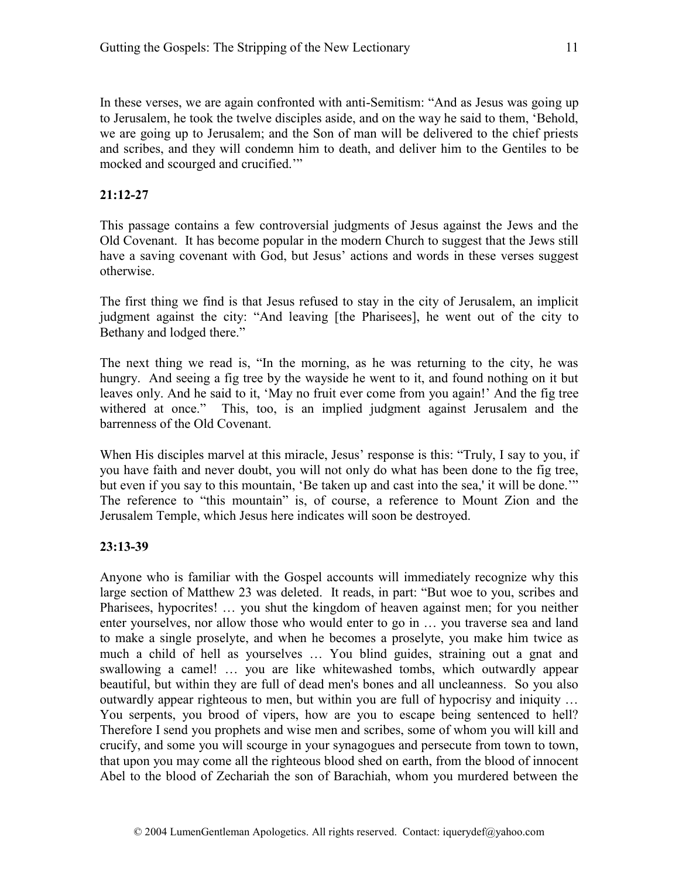In these verses, we are again confronted with anti-Semitism: "And as Jesus was going up to Jerusalem, he took the twelve disciples aside, and on the way he said to them, 'Behold, we are going up to Jerusalem; and the Son of man will be delivered to the chief priests and scribes, and they will condemn him to death, and deliver him to the Gentiles to be mocked and scourged and crucified.'"

**21:12-27**

This passage contains a few controversial judgments of Jesus against the Jews and the Old Covenant. It has become popular in the modern Church to suggest that the Jews still have a saving covenant with God, but Jesus' actions and words in these verses suggest otherwise.

The first thing we find is that Jesus refused to stay in the city of Jerusalem, an implicit judgment against the city: "And leaving [the Pharisees], he went out of the city to Bethany and lodged there."

The next thing we read is, "In the morning, as he was returning to the city, he was hungry. And seeing a fig tree by the wayside he went to it, and found nothing on it but leaves only. And he said to it, 'May no fruit ever come from you again!' And the fig tree withered at once." This, too, is an implied judgment against Jerusalem and the barrenness of the Old Covenant.

When His disciples marvel at this miracle, Jesus' response is this: "Truly, I say to you, if you have faith and never doubt, you will not only do what has been done to the fig tree, but even if you say to this mountain, 'Be taken up and cast into the sea,' it will be done.'" The reference to "this mountain" is, of course, a reference to Mount Zion and the Jerusalem Temple, which Jesus here indicates will soon be destroyed.

**23:13-39**

Anyone who is familiar with the Gospel accounts will immediately recognize why this large section of Matthew 23 was deleted. It reads, in part: "But woe to you, scribes and Pharisees, hypocrites! … you shut the kingdom of heaven against men; for you neither enter yourselves, nor allow those who would enter to go in … you traverse sea and land to make a single proselyte, and when he becomes a proselyte, you make him twice as much a child of hell as yourselves … You blind guides, straining out a gnat and swallowing a camel! … you are like whitewashed tombs, which outwardly appear beautiful, but within they are full of dead men's bones and all uncleanness. So you also outwardly appear righteous to men, but within you are full of hypocrisy and iniquity … You serpents, you brood of vipers, how are you to escape being sentenced to hell? Therefore I send you prophets and wise men and scribes, some of whom you will kill and crucify, and some you will scourge in your synagogues and persecute from town to town, that upon you may come all the righteous blood shed on earth, from the blood of innocent Abel to the blood of Zechariah the son of Barachiah, whom you murdered between the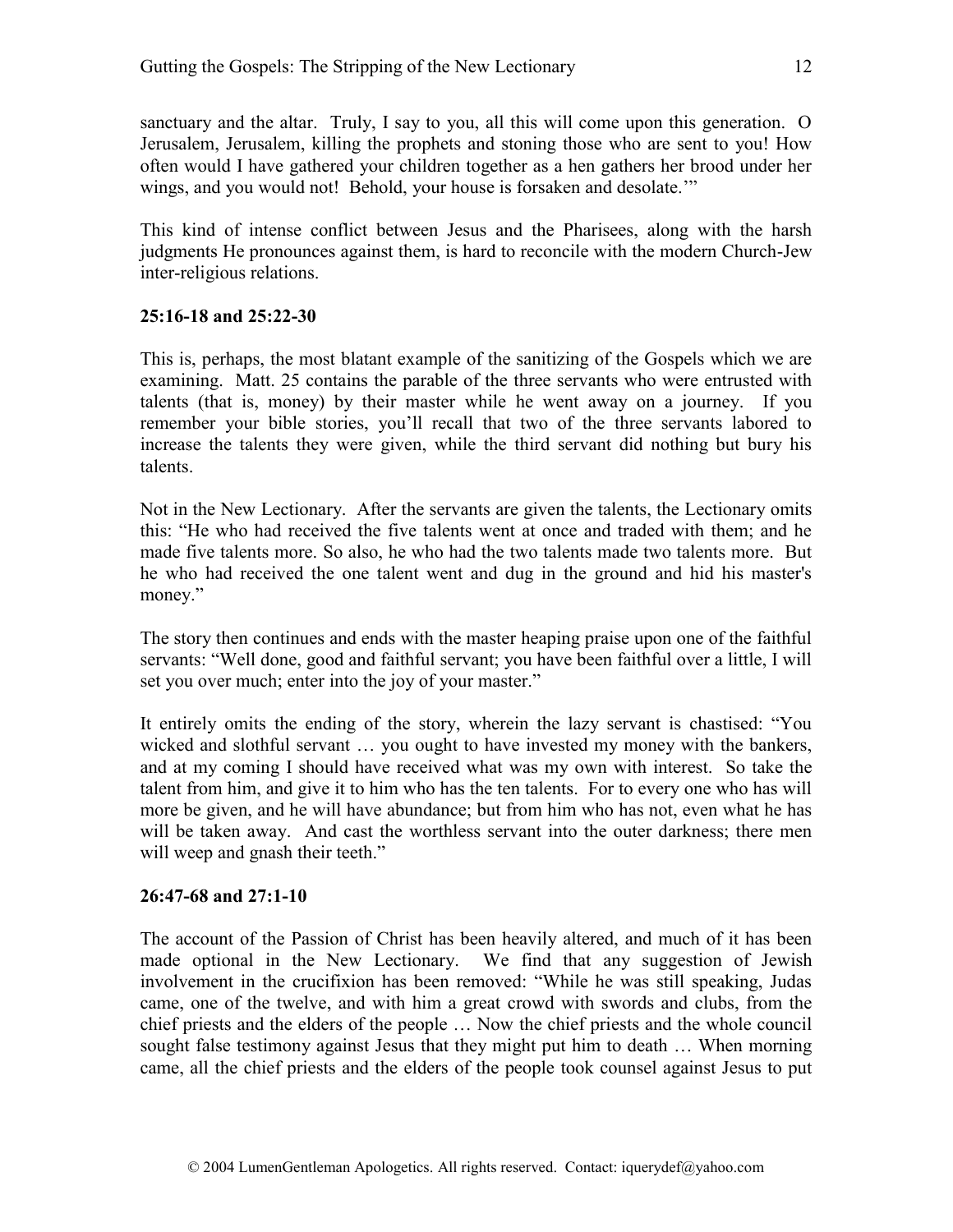sanctuary and the altar. Truly, I say to you, all this will come upon this generation. O Jerusalem, Jerusalem, killing the prophets and stoning those who are sent to you! How often would I have gathered your children together as a hen gathers her brood under her wings, and you would not! Behold, your house is forsaken and desolate.'"

This kind of intense conflict between Jesus and the Pharisees, along with the harsh judgments He pronounces against them, is hard to reconcile with the modern Church-Jew inter-religious relations.

**25:16-18 and 25:22-30**

This is, perhaps, the most blatant example of the sanitizing of the Gospels which we are examining. Matt. 25 contains the parable of the three servants who were entrusted with talents (that is, money) by their master while he went away on a journey. If you remember your bible stories, you'll recall that two of the three servants labored to increase the talents they were given, while the third servant did nothing but bury his talents.

Not in the New Lectionary. After the servants are given the talents, the Lectionary omits this: "He who had received the five talents went at once and traded with them; and he made five talents more. So also, he who had the two talents made two talents more. But he who had received the one talent went and dug in the ground and hid his master's money."

The story then continues and ends with the master heaping praise upon one of the faithful servants: "Well done, good and faithful servant; you have been faithful over a little, I will set you over much; enter into the joy of your master."

It entirely omits the ending of the story, wherein the lazy servant is chastised: "You wicked and slothful servant … you ought to have invested my money with the bankers, and at my coming I should have received what was my own with interest. So take the talent from him, and give it to him who has the ten talents. For to every one who has will more be given, and he will have abundance; but from him who has not, even what he has will be taken away. And cast the worthless servant into the outer darkness; there men will weep and gnash their teeth."

**26:47-68 and 27:1-10**

The account of the Passion of Christ has been heavily altered, and much of it has been made optional in the New Lectionary. We find that any suggestion of Jewish involvement in the crucifixion has been removed: "While he was still speaking, Judas came, one of the twelve, and with him a great crowd with swords and clubs, from the chief priests and the elders of the people … Now the chief priests and the whole council sought false testimony against Jesus that they might put him to death … When morning came, all the chief priests and the elders of the people took counsel against Jesus to put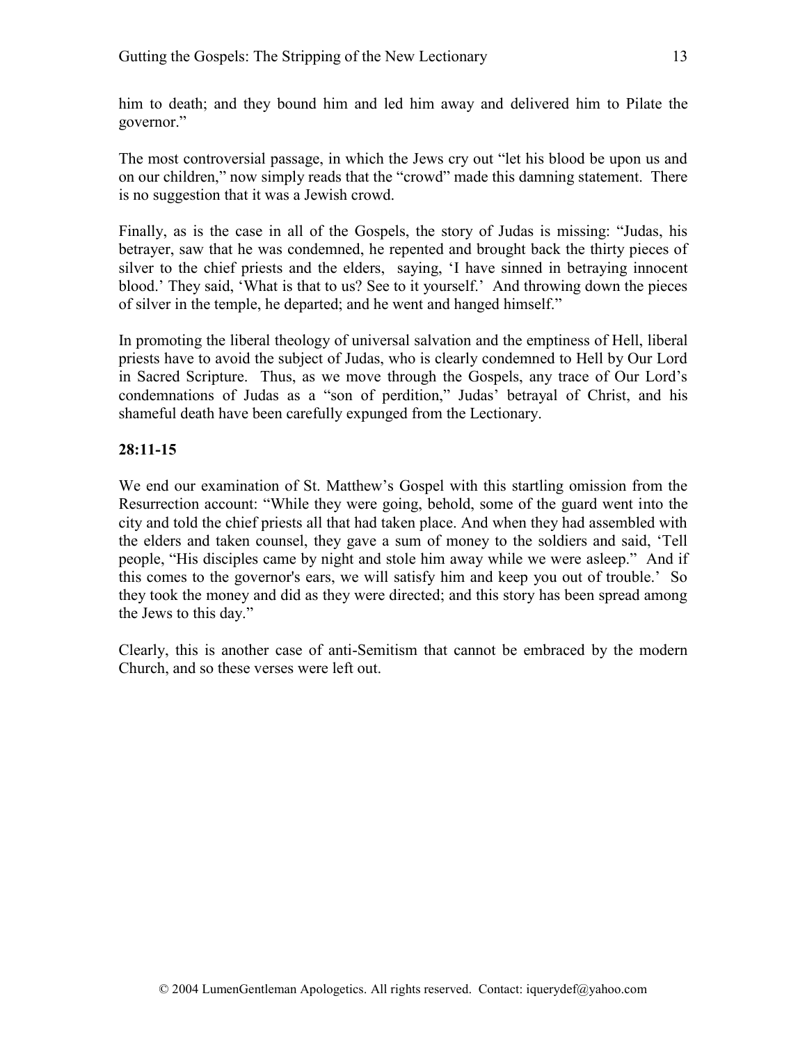him to death; and they bound him and led him away and delivered him to Pilate the governor."

The most controversial passage, in which the Jews cry out "let his blood be upon us and on our children," now simply reads that the "crowd" made this damning statement. There is no suggestion that it was a Jewish crowd.

Finally, as is the case in all of the Gospels, the story of Judas is missing: "Judas, his betrayer, saw that he was condemned, he repented and brought back the thirty pieces of silver to the chief priests and the elders, saying, 'I have sinned in betraying innocent blood.' They said, 'What is that to us? See to it yourself.' And throwing down the pieces of silver in the temple, he departed; and he went and hanged himself."

In promoting the liberal theology of universal salvation and the emptiness of Hell, liberal priests have to avoid the subject of Judas, who is clearly condemned to Hell by Our Lord in Sacred Scripture. Thus, as we move through the Gospels, any trace of Our Lord's condemnations of Judas as a "son of perdition," Judas' betrayal of Christ, and his shameful death have been carefully expunged from the Lectionary.

**28:11-15**

We end our examination of St. Matthew's Gospel with this startling omission from the Resurrection account: "While they were going, behold, some of the guard went into the city and told the chief priests all that had taken place. And when they had assembled with the elders and taken counsel, they gave a sum of money to the soldiers and said, 'Tell people, "His disciples came by night and stole him away while we were asleep." And if this comes to the governor's ears, we will satisfy him and keep you out of trouble.' So they took the money and did as they were directed; and this story has been spread among the Jews to this day."

Clearly, this is another case of anti-Semitism that cannot be embraced by the modern Church, and so these verses were left out.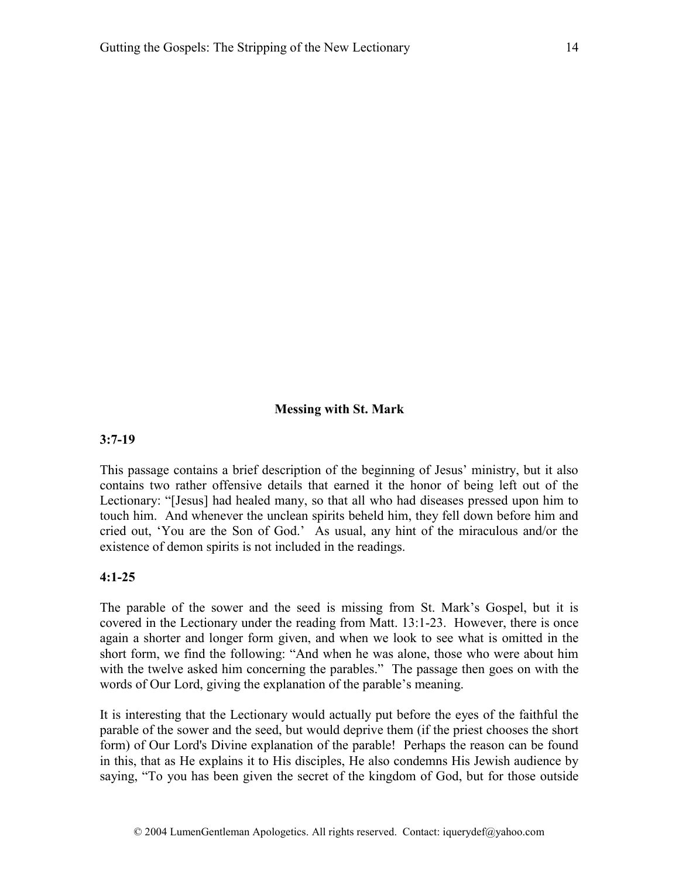## Messing with St. Mark

**3:7-19**

This passage contains a brief description of the beginning of Jesus' ministry, but it also contains two rather offensive details that earned it the honor of being left out of the Lectionary: "[Jesus] had healed many, so that all who had diseases pressed upon him to touch him. And whenever the unclean spirits beheld him, they fell down before him and cried out, 'You are the Son of God.' As usual, any hint of the miraculous and/or the existence of demon spirits is not included in the readings.

**4:1-25**

The parable of the sower and the seed is missing from St. Mark's Gospel, but it is covered in the Lectionary under the reading from Matt. 13:1-23. However, there is once again a shorter and longer form given, and when we look to see what is omitted in the short form, we find the following: "And when he was alone, those who were about him with the twelve asked him concerning the parables." The passage then goes on with the words of Our Lord, giving the explanation of the parable's meaning.

It is interesting that the Lectionary would actually put before the eyes of the faithful the parable of the sower and the seed, but would deprive them (if the priest chooses the short form) of Our Lord's Divine explanation of the parable! Perhaps the reason can be found in this, that as He explains it to His disciples, He also condemns His Jewish audience by saying, "To you has been given the secret of the kingdom of God, but for those outside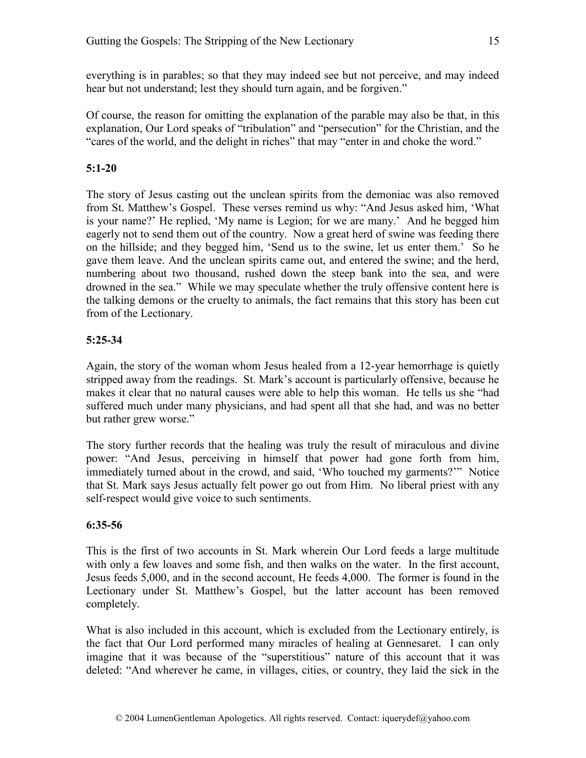everything is in parables; so that they may indeed see but not perceive, and may indeed hear but not understand; lest they should turn again, and be forgiven."

Of course, the reason for omitting the explanation of the parable may also be that, in this explanation, Our Lord speaks of "tribulation" and "persecution" for the Christian, and the "cares of the world, and the delight in riches" that may "enter in and choke the word."

**5:1-20**

The story of Jesus casting out the unclean spirits from the demoniac was also removed from St. Matthew's Gospel. These verses remind us why: "And Jesus asked him, 'What is your name?' He replied, 'My name is Legion; for we are many.' And he begged him eagerly not to send them out of the country. Now a great herd of swine was feeding there on the hillside; and they begged him, 'Send us to the swine, let us enter them.' So he gave them leave. And the unclean spirits came out, and entered the swine; and the herd, numbering about two thousand, rushed down the steep bank into the sea, and were drowned in the sea." While we may speculate whether the truly offensive content here is the talking demons or the cruelty to animals, the fact remains that this story has been cut from of the Lectionary.

**5:25-34**

Again, the story of the woman whom Jesus healed from a 12-year hemorrhage is quietly stripped away from the readings. St. Mark's account is particularly offensive, because he makes it clear that no natural causes were able to help this woman. He tells us she "had suffered much under many physicians, and had spent all that she had, and was no better but rather grew worse."

The story further records that the healing was truly the result of miraculous and divine power: "And Jesus, perceiving in himself that power had gone forth from him, immediately turned about in the crowd, and said, 'Who touched my garments?'" Notice that St. Mark says Jesus actually felt power go out from Him. No liberal priest with any self-respect would give voice to such sentiments.

**6:35-56**

This is the first of two accounts in St. Mark wherein Our Lord feeds a large multitude with only a few loaves and some fish, and then walks on the water. In the first account, Jesus feeds 5,000, and in the second account, He feeds 4,000. The former is found in the Lectionary under St. Matthew's Gospel, but the latter account has been removed completely.

What is also included in this account, which is excluded from the Lectionary entirely, is the fact that Our Lord performed many miracles of healing at Gennesaret. I can only imagine that it was because of the "superstitious" nature of this account that it was deleted: "And wherever he came, in villages, cities, or country, they laid the sick in the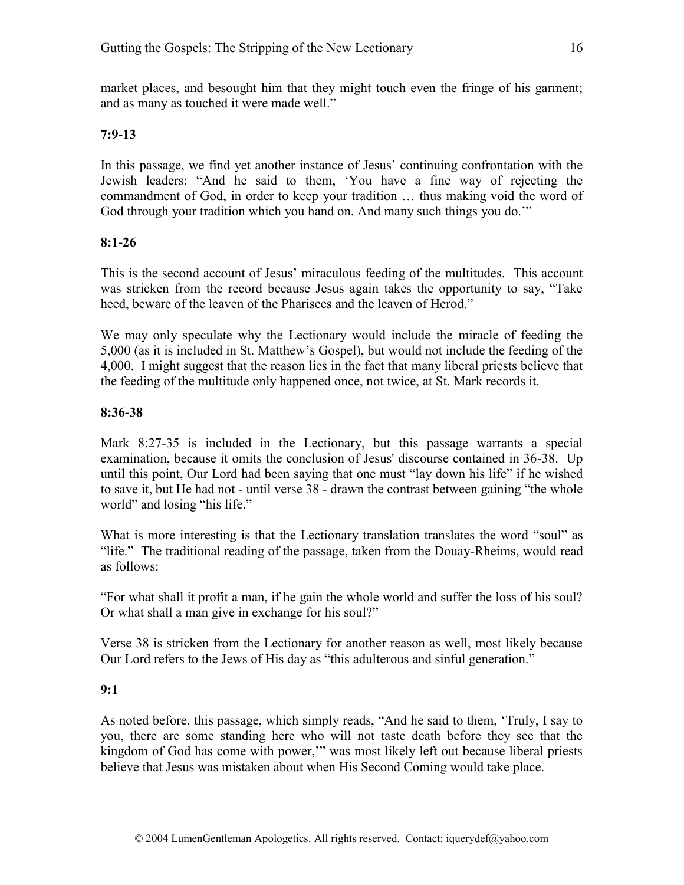market places, and besought him that they might touch even the fringe of his garment; and as many as touched it were made well."

**7:9-13**

In this passage, we find yet another instance of Jesus' continuing confrontation with the Jewish leaders: "And he said to them, 'You have a fine way of rejecting the commandment of God, in order to keep your tradition … thus making void the word of God through your tradition which you hand on. And many such things you do.'"

**8:1-26**

This is the second account of Jesus' miraculous feeding of the multitudes. This account was stricken from the record because Jesus again takes the opportunity to say, "Take heed, beware of the leaven of the Pharisees and the leaven of Herod."

We may only speculate why the Lectionary would include the miracle of feeding the 5,000 (as it is included in St. Matthew's Gospel), but would not include the feeding of the 4,000. I might suggest that the reason lies in the fact that many liberal priests believe that the feeding of the multitude only happened once, not twice, at St. Mark records it.

**8:36-38**

Mark 8:27-35 is included in the Lectionary, but this passage warrants a special examination, because it omits the conclusion of Jesus' discourse contained in 36-38. Up until this point, Our Lord had been saying that one must "lay down his life" if he wished to save it, but He had not - until verse 38 - drawn the contrast between gaining "the whole world" and losing "his life."

What is more interesting is that the Lectionary translation translates the word "soul" as "life." The traditional reading of the passage, taken from the Douay-Rheims, would read as follows:

"For what shall it profit a man, if he gain the whole world and suffer the loss of his soul? Or what shall a man give in exchange for his soul?"

Verse 38 is stricken from the Lectionary for another reason as well, most likely because Our Lord refers to the Jews of His day as "this adulterous and sinful generation."

**9:1**

As noted before, this passage, which simply reads, "And he said to them, 'Truly, I say to you, there are some standing here who will not taste death before they see that the kingdom of God has come with power,'" was most likely left out because liberal priests believe that Jesus was mistaken about when His Second Coming would take place.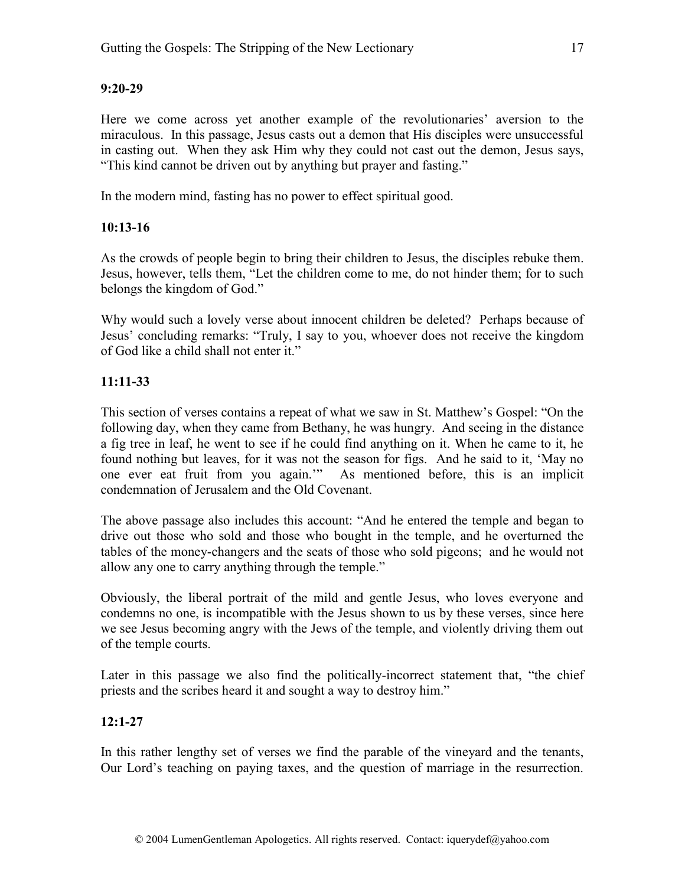**9:20-29**

Here we come across yet another example of the revolutionaries' aversion to the miraculous. In this passage, Jesus casts out a demon that His disciples were unsuccessful in casting out. When they ask Him why they could not cast out the demon, Jesus says, "This kind cannot be driven out by anything but prayer and fasting."

In the modern mind, fasting has no power to effect spiritual good.

**10:13-16**

As the crowds of people begin to bring their children to Jesus, the disciples rebuke them. Jesus, however, tells them, "Let the children come to me, do not hinder them; for to such belongs the kingdom of God."

Why would such a lovely verse about innocent children be deleted? Perhaps because of Jesus' concluding remarks: "Truly, I say to you, whoever does not receive the kingdom of God like a child shall not enter it."

**11:11-33**

This section of verses contains a repeat of what we saw in St. Matthew's Gospel: "On the following day, when they came from Bethany, he was hungry. And seeing in the distance a fig tree in leaf, he went to see if he could find anything on it. When he came to it, he found nothing but leaves, for it was not the season for figs. And he said to it, 'May no one ever eat fruit from you again.'" As mentioned before, this is an implicit condemnation of Jerusalem and the Old Covenant.

The above passage also includes this account: "And he entered the temple and began to drive out those who sold and those who bought in the temple, and he overturned the tables of the money-changers and the seats of those who sold pigeons; and he would not allow any one to carry anything through the temple."

Obviously, the liberal portrait of the mild and gentle Jesus, who loves everyone and condemns no one, is incompatible with the Jesus shown to us by these verses, since here we see Jesus becoming angry with the Jews of the temple, and violently driving them out of the temple courts.

Later in this passage we also find the politically-incorrect statement that, "the chief priests and the scribes heard it and sought a way to destroy him."

**12:1-27**

In this rather lengthy set of verses we find the parable of the vineyard and the tenants, Our Lord's teaching on paying taxes, and the question of marriage in the resurrection.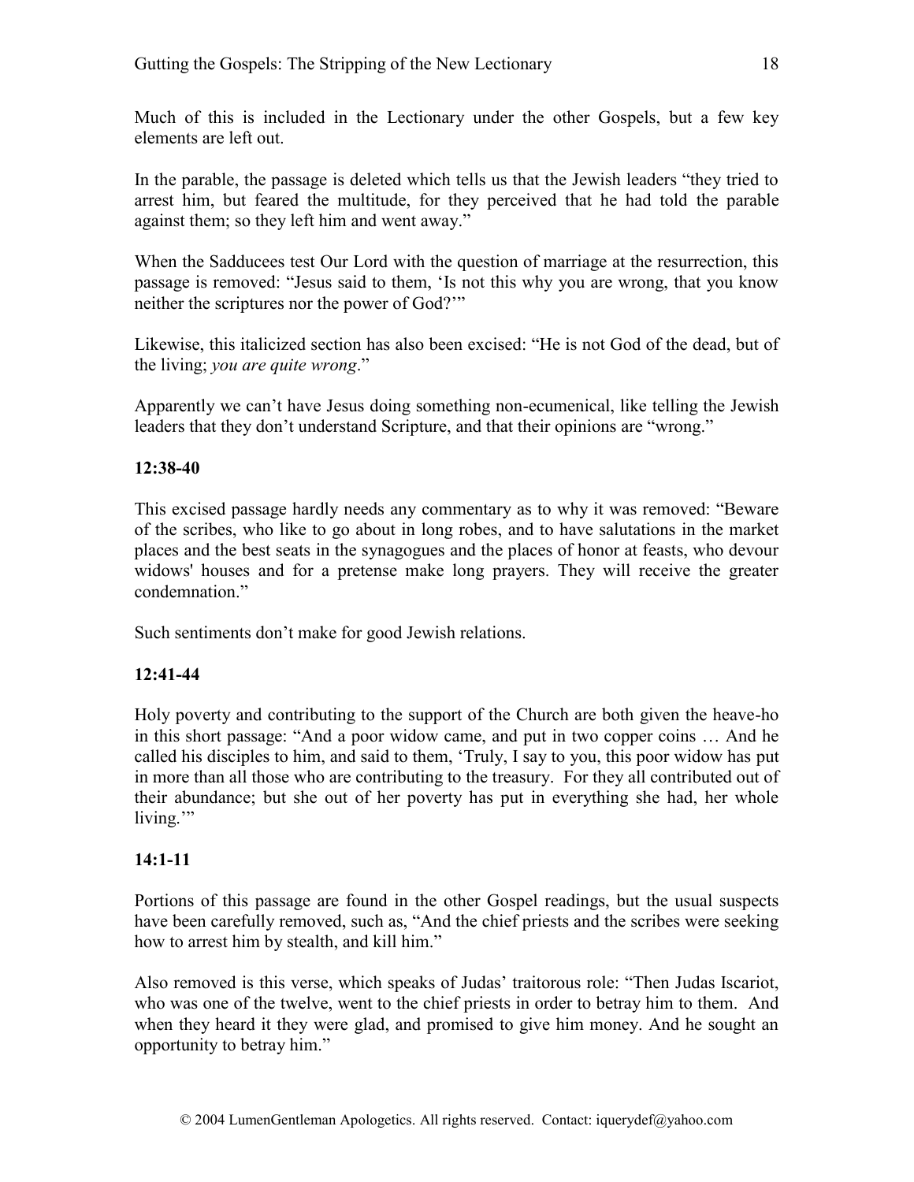Much of this is included in the Lectionary under the other Gospels, but a few key elements are left out.

In the parable, the passage is deleted which tells us that the Jewish leaders "they tried to arrest him, but feared the multitude, for they perceived that he had told the parable against them; so they left him and went away."

When the Sadducees test Our Lord with the question of marriage at the resurrection, this passage is removed: "Jesus said to them, 'Is not this why you are wrong, that you know neither the scriptures nor the power of God?'"

Likewise, this italicized section has also been excised: "He is not God of the dead, but of the living; *you are quite wrong*."

Apparently we can't have Jesus doing something non-ecumenical, like telling the Jewish leaders that they don't understand Scripture, and that their opinions are "wrong."

**12:38-40**

This excised passage hardly needs any commentary as to why it was removed: "Beware of the scribes, who like to go about in long robes, and to have salutations in the market places and the best seats in the synagogues and the places of honor at feasts, who devour widows' houses and for a pretense make long prayers. They will receive the greater condemnation."

Such sentiments don't make for good Jewish relations.

**12:41-44**

Holy poverty and contributing to the support of the Church are both given the heave-ho in this short passage: "And a poor widow came, and put in two copper coins … And he called his disciples to him, and said to them, 'Truly, I say to you, this poor widow has put in more than all those who are contributing to the treasury. For they all contributed out of their abundance; but she out of her poverty has put in everything she had, her whole living.'"

**14:1-11**

Portions of this passage are found in the other Gospel readings, but the usual suspects have been carefully removed, such as, "And the chief priests and the scribes were seeking how to arrest him by stealth, and kill him."

Also removed is this verse, which speaks of Judas' traitorous role: "Then Judas Iscariot, who was one of the twelve, went to the chief priests in order to betray him to them. And when they heard it they were glad, and promised to give him money. And he sought an opportunity to betray him."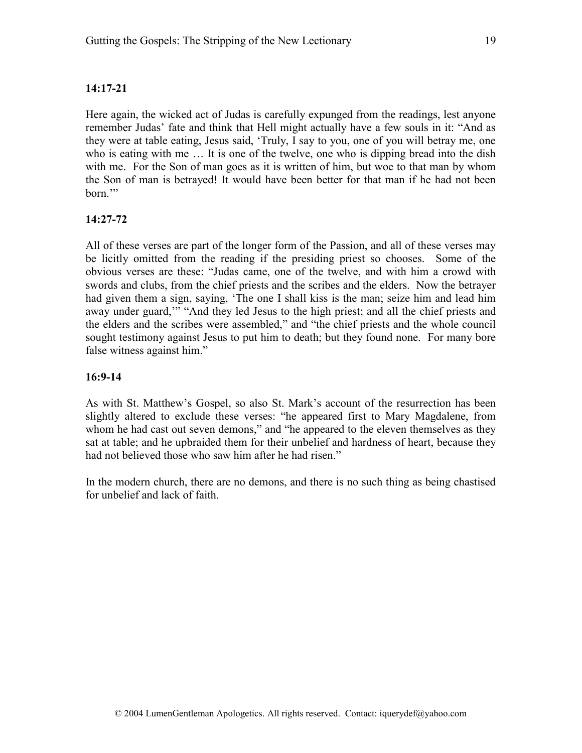**14:17-21**

Here again, the wicked act of Judas is carefully expunged from the readings, lest anyone remember Judas' fate and think that Hell might actually have a few souls in it: "And as they were at table eating, Jesus said, 'Truly, I say to you, one of you will betray me, one who is eating with me … It is one of the twelve, one who is dipping bread into the dish with me. For the Son of man goes as it is written of him, but woe to that man by whom the Son of man is betrayed! It would have been better for that man if he had not been born.'"

**14:27-72**

All of these verses are part of the longer form of the Passion, and all of these verses may be licitly omitted from the reading if the presiding priest so chooses. Some of the obvious verses are these: "Judas came, one of the twelve, and with him a crowd with swords and clubs, from the chief priests and the scribes and the elders. Now the betrayer had given them a sign, saying, 'The one I shall kiss is the man; seize him and lead him away under guard,'" "And they led Jesus to the high priest; and all the chief priests and the elders and the scribes were assembled," and "the chief priests and the whole council sought testimony against Jesus to put him to death; but they found none. For many bore false witness against him."

**16:9-14**

As with St. Matthew's Gospel, so also St. Mark's account of the resurrection has been slightly altered to exclude these verses: "he appeared first to Mary Magdalene, from whom he had cast out seven demons," and "he appeared to the eleven themselves as they sat at table; and he upbraided them for their unbelief and hardness of heart, because they had not believed those who saw him after he had risen."

In the modern church, there are no demons, and there is no such thing as being chastised for unbelief and lack of faith.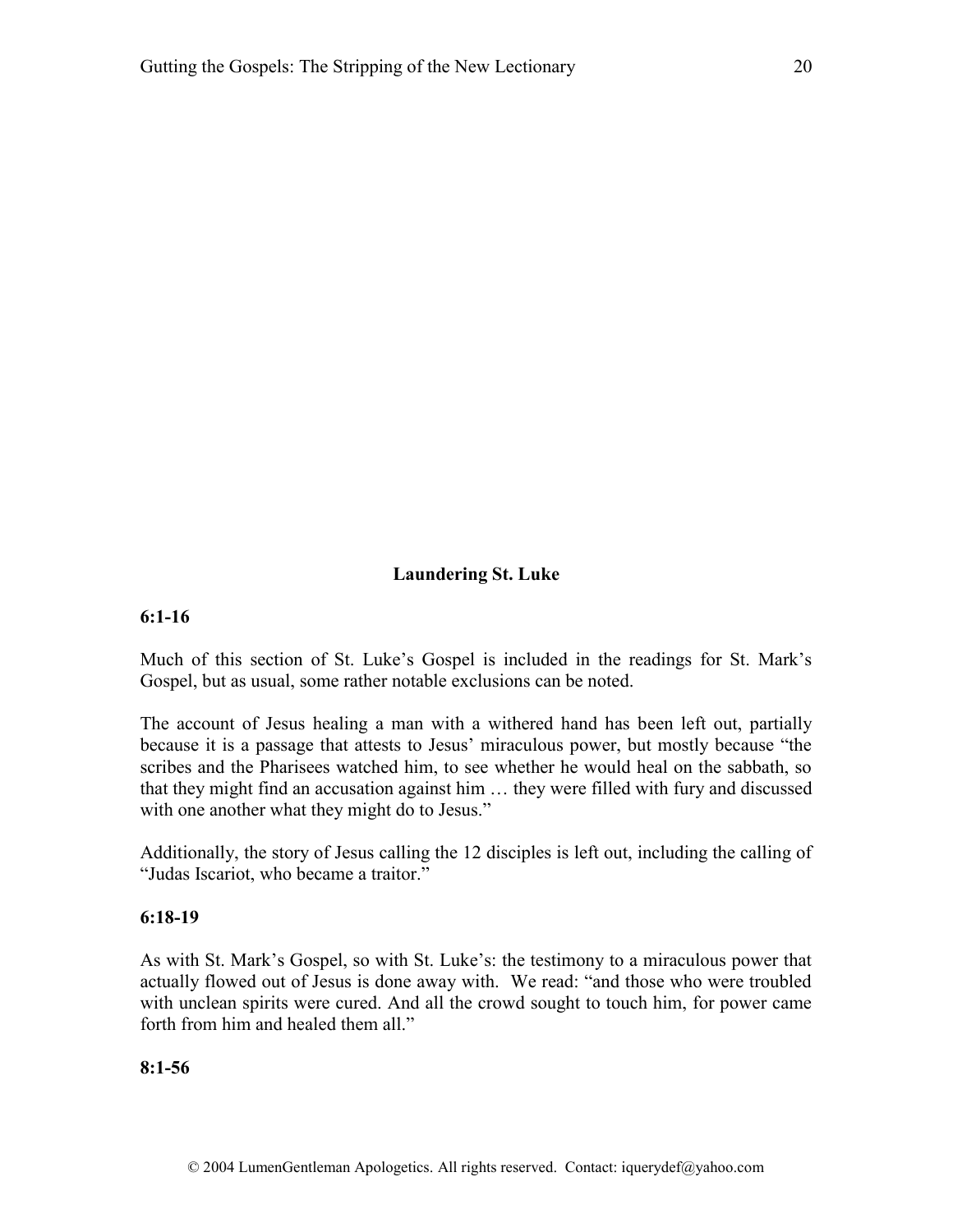## Laundering St. Luke

**6:1-16**

Much of this section of St. Luke's Gospel is included in the readings for St. Mark's Gospel, but as usual, some rather notable exclusions can be noted.

The account of Jesus healing a man with a withered hand has been left out, partially because it is a passage that attests to Jesus' miraculous power, but mostly because "the scribes and the Pharisees watched him, to see whether he would heal on the sabbath, so that they might find an accusation against him … they were filled with fury and discussed with one another what they might do to Jesus."

Additionally, the story of Jesus calling the 12 disciples is left out, including the calling of "Judas Iscariot, who became a traitor."

**6:18-19**

As with St. Mark's Gospel, so with St. Luke's: the testimony to a miraculous power that actually flowed out of Jesus is done away with. We read: "and those who were troubled with unclean spirits were cured. And all the crowd sought to touch him, for power came forth from him and healed them all."

**8:1-56**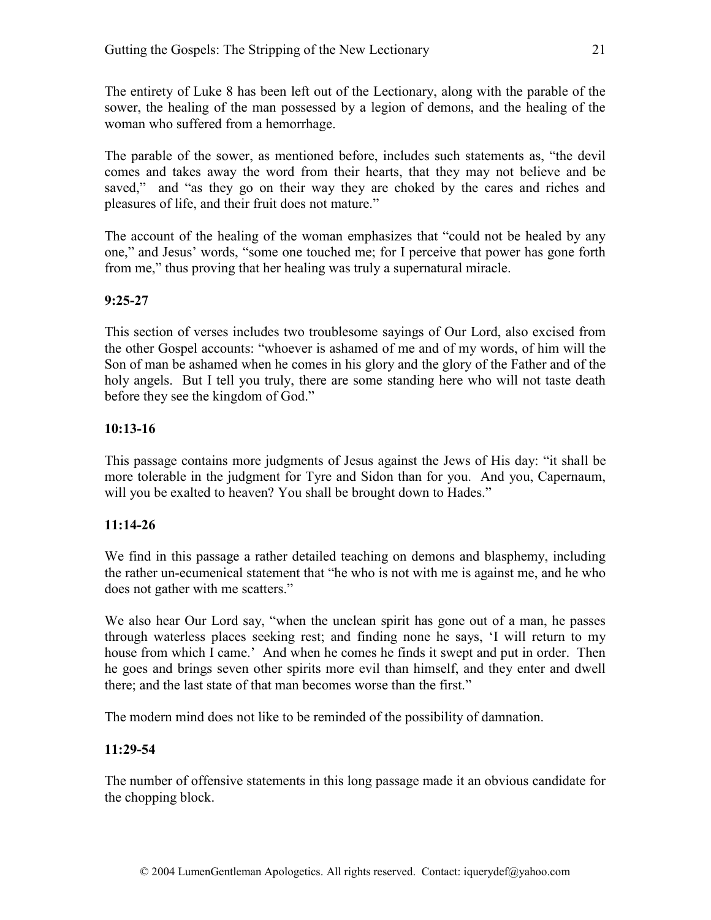The entirety of Luke 8 has been left out of the Lectionary, along with the parable of the sower, the healing of the man possessed by a legion of demons, and the healing of the woman who suffered from a hemorrhage.

The parable of the sower, as mentioned before, includes such statements as, "the devil comes and takes away the word from their hearts, that they may not believe and be saved," and "as they go on their way they are choked by the cares and riches and pleasures of life, and their fruit does not mature."

The account of the healing of the woman emphasizes that "could not be healed by any one," and Jesus' words, "some one touched me; for I perceive that power has gone forth from me," thus proving that her healing was truly a supernatural miracle.

**9:25-27**

This section of verses includes two troublesome sayings of Our Lord, also excised from the other Gospel accounts: "whoever is ashamed of me and of my words, of him will the Son of man be ashamed when he comes in his glory and the glory of the Father and of the holy angels. But I tell you truly, there are some standing here who will not taste death before they see the kingdom of God."

**10:13-16**

This passage contains more judgments of Jesus against the Jews of His day: "it shall be more tolerable in the judgment for Tyre and Sidon than for you. And you, Capernaum, will you be exalted to heaven? You shall be brought down to Hades."

**11:14-26**

We find in this passage a rather detailed teaching on demons and blasphemy, including the rather un-ecumenical statement that "he who is not with me is against me, and he who does not gather with me scatters."

We also hear Our Lord say, "when the unclean spirit has gone out of a man, he passes through waterless places seeking rest; and finding none he says, 'I will return to my house from which I came.' And when he comes he finds it swept and put in order. Then he goes and brings seven other spirits more evil than himself, and they enter and dwell there; and the last state of that man becomes worse than the first."

The modern mind does not like to be reminded of the possibility of damnation.

**11:29-54**

The number of offensive statements in this long passage made it an obvious candidate for the chopping block.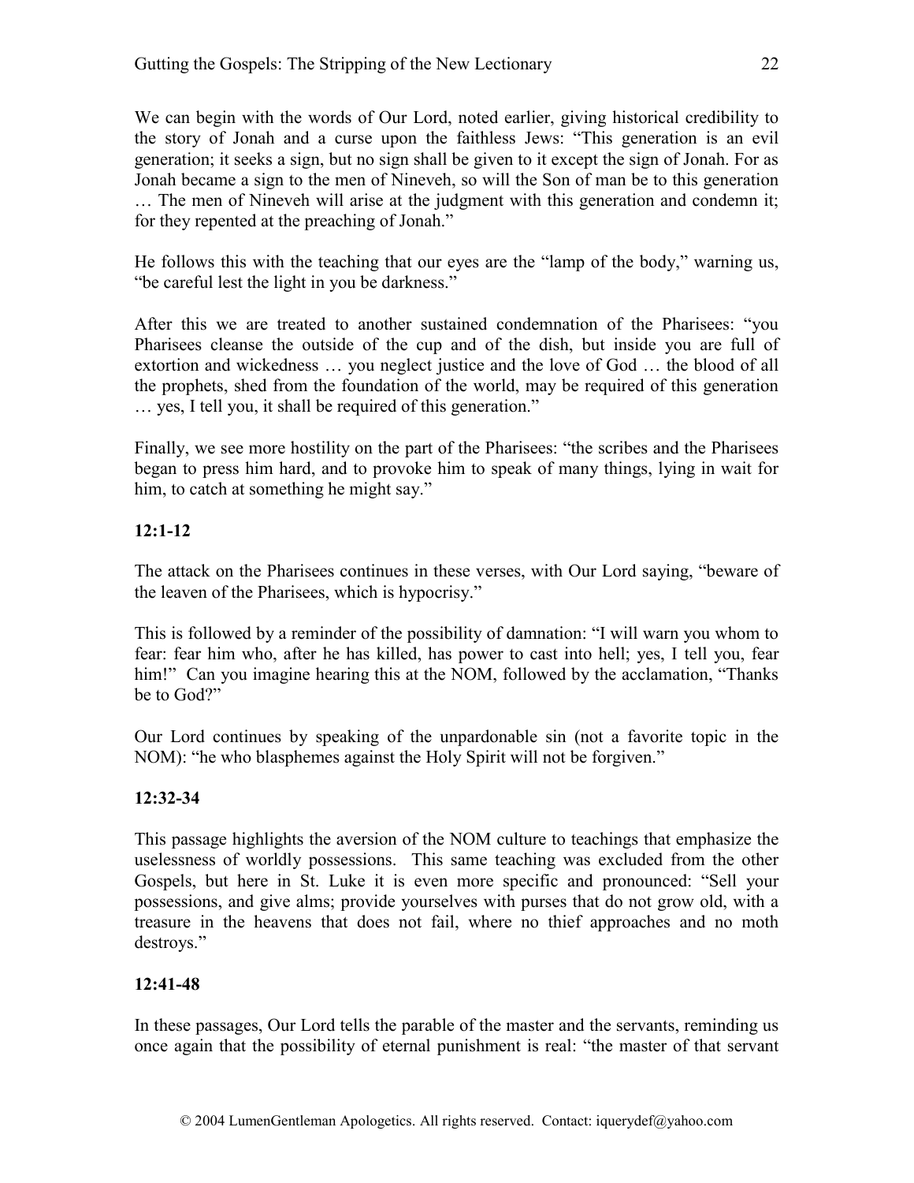We can begin with the words of Our Lord, noted earlier, giving historical credibility to the story of Jonah and a curse upon the faithless Jews: "This generation is an evil generation; it seeks a sign, but no sign shall be given to it except the sign of Jonah. For as Jonah became a sign to the men of Nineveh, so will the Son of man be to this generation … The men of Nineveh will arise at the judgment with this generation and condemn it; for they repented at the preaching of Jonah."

He follows this with the teaching that our eyes are the "lamp of the body," warning us, "be careful lest the light in you be darkness."

After this we are treated to another sustained condemnation of the Pharisees: "you Pharisees cleanse the outside of the cup and of the dish, but inside you are full of extortion and wickedness … you neglect justice and the love of God … the blood of all the prophets, shed from the foundation of the world, may be required of this generation … yes, I tell you, it shall be required of this generation."

Finally, we see more hostility on the part of the Pharisees: "the scribes and the Pharisees began to press him hard, and to provoke him to speak of many things, lying in wait for him, to catch at something he might say."

**12:1-12**

The attack on the Pharisees continues in these verses, with Our Lord saying, "beware of the leaven of the Pharisees, which is hypocrisy."

This is followed by a reminder of the possibility of damnation: "I will warn you whom to fear: fear him who, after he has killed, has power to cast into hell; yes, I tell you, fear him!" Can you imagine hearing this at the NOM, followed by the acclamation, "Thanks be to God?"

Our Lord continues by speaking of the unpardonable sin (not a favorite topic in the NOM): "he who blasphemes against the Holy Spirit will not be forgiven."

**12:32-34**

This passage highlights the aversion of the NOM culture to teachings that emphasize the uselessness of worldly possessions. This same teaching was excluded from the other Gospels, but here in St. Luke it is even more specific and pronounced: "Sell your possessions, and give alms; provide yourselves with purses that do not grow old, with a treasure in the heavens that does not fail, where no thief approaches and no moth destroys."

**12:41-48**

In these passages, Our Lord tells the parable of the master and the servants, reminding us once again that the possibility of eternal punishment is real: "the master of that servant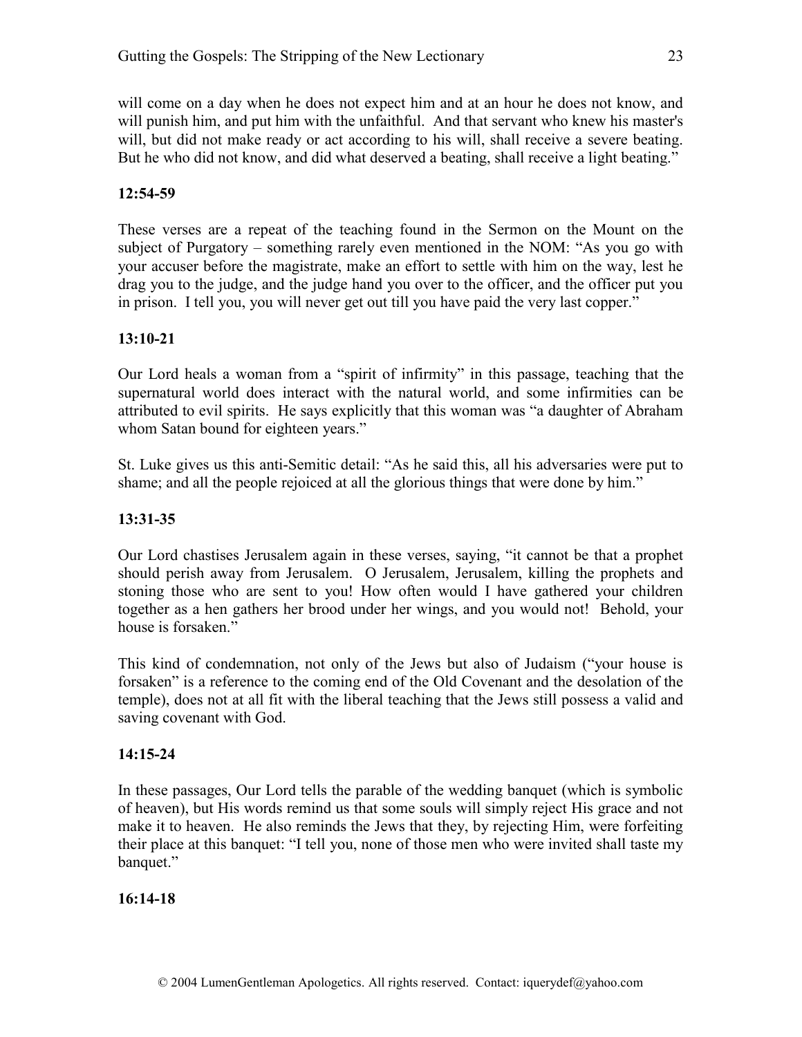will come on a day when he does not expect him and at an hour he does not know, and will punish him, and put him with the unfaithful. And that servant who knew his master's will, but did not make ready or act according to his will, shall receive a severe beating. But he who did not know, and did what deserved a beating, shall receive a light beating."

**12:54-59**

These verses are a repeat of the teaching found in the Sermon on the Mount on the subject of Purgatory – something rarely even mentioned in the NOM: "As you go with your accuser before the magistrate, make an effort to settle with him on the way, lest he drag you to the judge, and the judge hand you over to the officer, and the officer put you in prison. I tell you, you will never get out till you have paid the very last copper."

**13:10-21**

Our Lord heals a woman from a "spirit of infirmity" in this passage, teaching that the supernatural world does interact with the natural world, and some infirmities can be attributed to evil spirits. He says explicitly that this woman was "a daughter of Abraham whom Satan bound for eighteen years."

St. Luke gives us this anti-Semitic detail: "As he said this, all his adversaries were put to shame; and all the people rejoiced at all the glorious things that were done by him."

**13:31-35**

Our Lord chastises Jerusalem again in these verses, saying, "it cannot be that a prophet should perish away from Jerusalem. O Jerusalem, Jerusalem, killing the prophets and stoning those who are sent to you! How often would I have gathered your children together as a hen gathers her brood under her wings, and you would not! Behold, your house is forsaken."

This kind of condemnation, not only of the Jews but also of Judaism ("your house is forsaken" is a reference to the coming end of the Old Covenant and the desolation of the temple), does not at all fit with the liberal teaching that the Jews still possess a valid and saving covenant with God.

**14:15-24**

In these passages, Our Lord tells the parable of the wedding banquet (which is symbolic of heaven), but His words remind us that some souls will simply reject His grace and not make it to heaven. He also reminds the Jews that they, by rejecting Him, were forfeiting their place at this banquet: "I tell you, none of those men who were invited shall taste my banquet."

**16:14-18**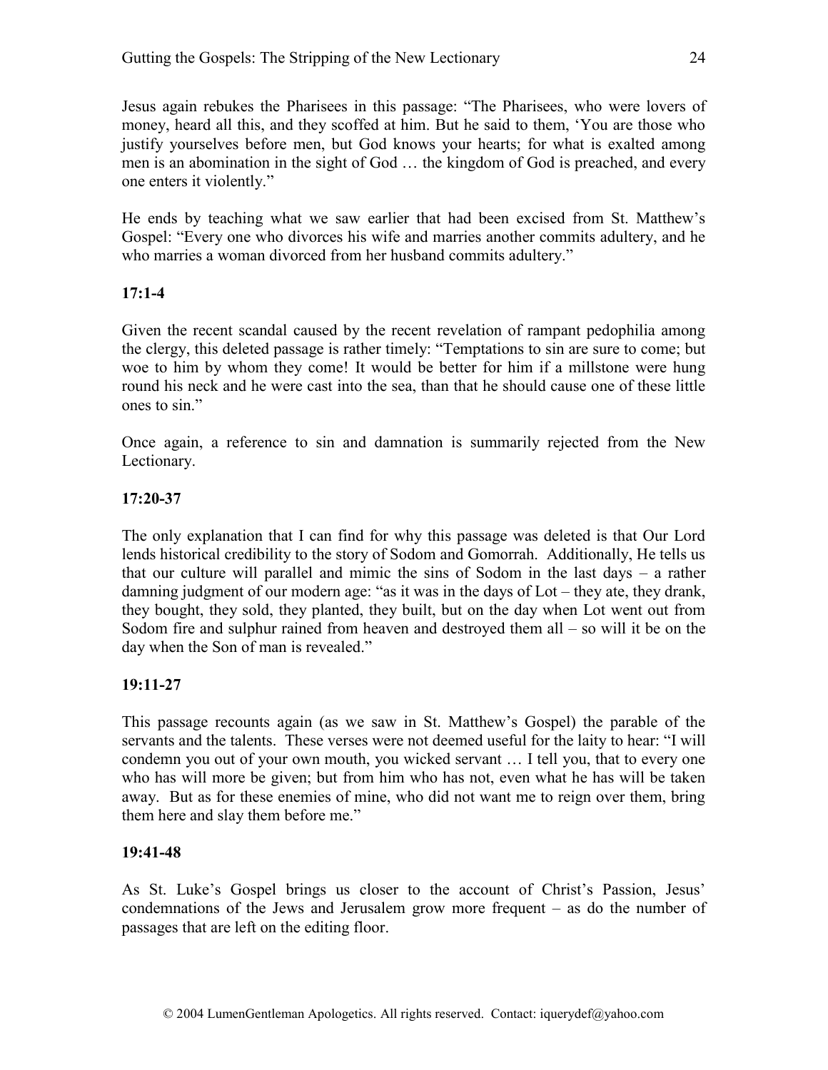Jesus again rebukes the Pharisees in this passage: "The Pharisees, who were lovers of money, heard all this, and they scoffed at him. But he said to them, 'You are those who justify yourselves before men, but God knows your hearts; for what is exalted among men is an abomination in the sight of God … the kingdom of God is preached, and every one enters it violently."

He ends by teaching what we saw earlier that had been excised from St. Matthew's Gospel: "Every one who divorces his wife and marries another commits adultery, and he who marries a woman divorced from her husband commits adultery."

**17:1-4**

Given the recent scandal caused by the recent revelation of rampant pedophilia among the clergy, this deleted passage is rather timely: "Temptations to sin are sure to come; but woe to him by whom they come! It would be better for him if a millstone were hung round his neck and he were cast into the sea, than that he should cause one of these little ones to sin."

Once again, a reference to sin and damnation is summarily rejected from the New Lectionary.

**17:20-37**

The only explanation that I can find for why this passage was deleted is that Our Lord lends historical credibility to the story of Sodom and Gomorrah. Additionally, He tells us that our culture will parallel and mimic the sins of Sodom in the last days – a rather damning judgment of our modern age: "as it was in the days of Lot – they ate, they drank, they bought, they sold, they planted, they built, but on the day when Lot went out from Sodom fire and sulphur rained from heaven and destroyed them all – so will it be on the day when the Son of man is revealed."

**19:11-27**

This passage recounts again (as we saw in St. Matthew's Gospel) the parable of the servants and the talents. These verses were not deemed useful for the laity to hear: "I will condemn you out of your own mouth, you wicked servant … I tell you, that to every one who has will more be given; but from him who has not, even what he has will be taken away. But as for these enemies of mine, who did not want me to reign over them, bring them here and slay them before me."

**19:41-48**

As St. Luke's Gospel brings us closer to the account of Christ's Passion, Jesus' condemnations of the Jews and Jerusalem grow more frequent – as do the number of passages that are left on the editing floor.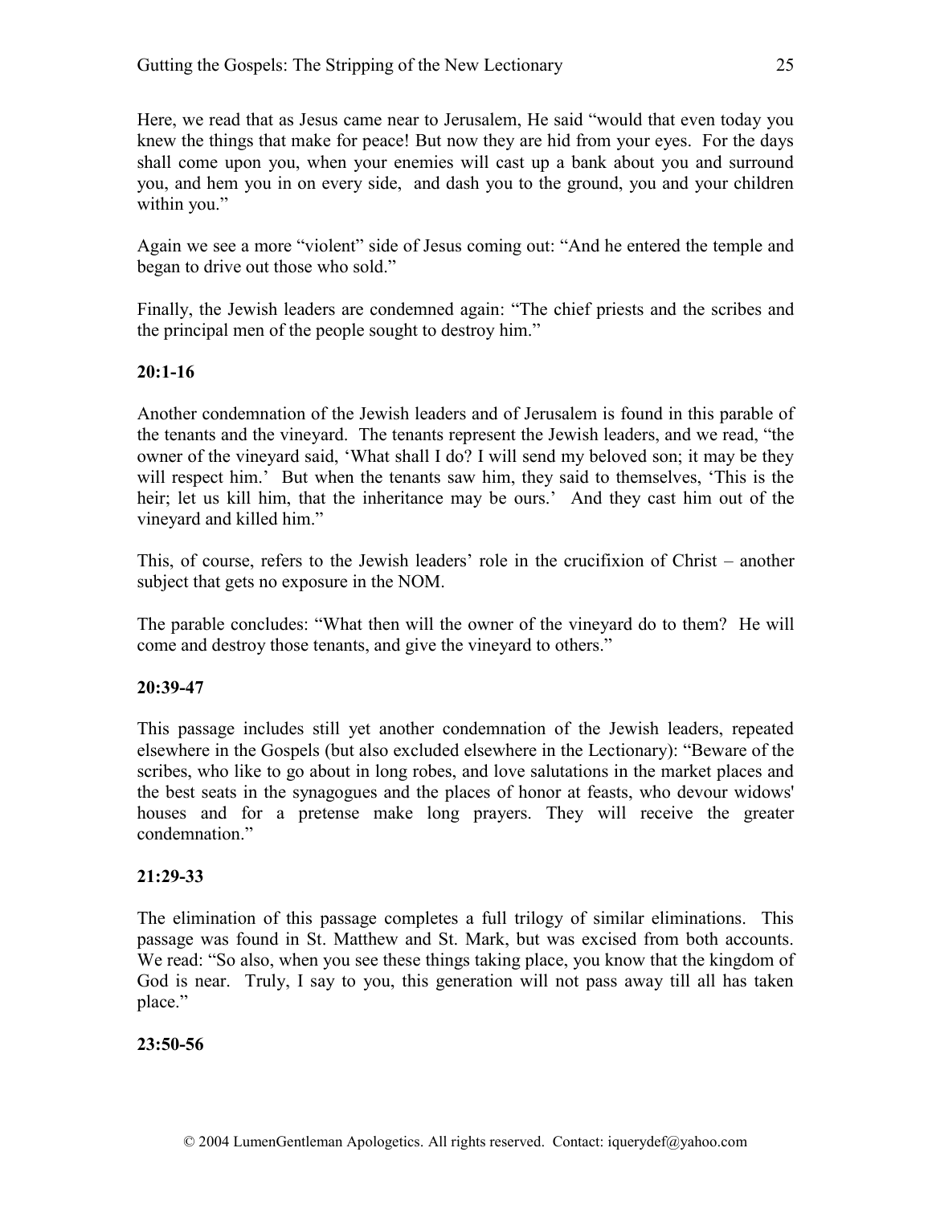Here, we read that as Jesus came near to Jerusalem, He said "would that even today you knew the things that make for peace! But now they are hid from your eyes. For the days shall come upon you, when your enemies will cast up a bank about you and surround you, and hem you in on every side, and dash you to the ground, you and your children within you."

Again we see a more "violent" side of Jesus coming out: "And he entered the temple and began to drive out those who sold."

Finally, the Jewish leaders are condemned again: "The chief priests and the scribes and the principal men of the people sought to destroy him."

**20:1-16**

Another condemnation of the Jewish leaders and of Jerusalem is found in this parable of the tenants and the vineyard. The tenants represent the Jewish leaders, and we read, "the owner of the vineyard said, 'What shall I do? I will send my beloved son; it may be they will respect him.' But when the tenants saw him, they said to themselves, 'This is the heir; let us kill him, that the inheritance may be ours.' And they cast him out of the vineyard and killed him."

This, of course, refers to the Jewish leaders' role in the crucifixion of Christ – another subject that gets no exposure in the NOM.

The parable concludes: "What then will the owner of the vineyard do to them? He will come and destroy those tenants, and give the vineyard to others."

**20:39-47**

This passage includes still yet another condemnation of the Jewish leaders, repeated elsewhere in the Gospels (but also excluded elsewhere in the Lectionary): "Beware of the scribes, who like to go about in long robes, and love salutations in the market places and the best seats in the synagogues and the places of honor at feasts, who devour widows' houses and for a pretense make long prayers. They will receive the greater condemnation."

**21:29-33**

The elimination of this passage completes a full trilogy of similar eliminations. This passage was found in St. Matthew and St. Mark, but was excised from both accounts. We read: "So also, when you see these things taking place, you know that the kingdom of God is near. Truly, I say to you, this generation will not pass away till all has taken place."

**23:50-56**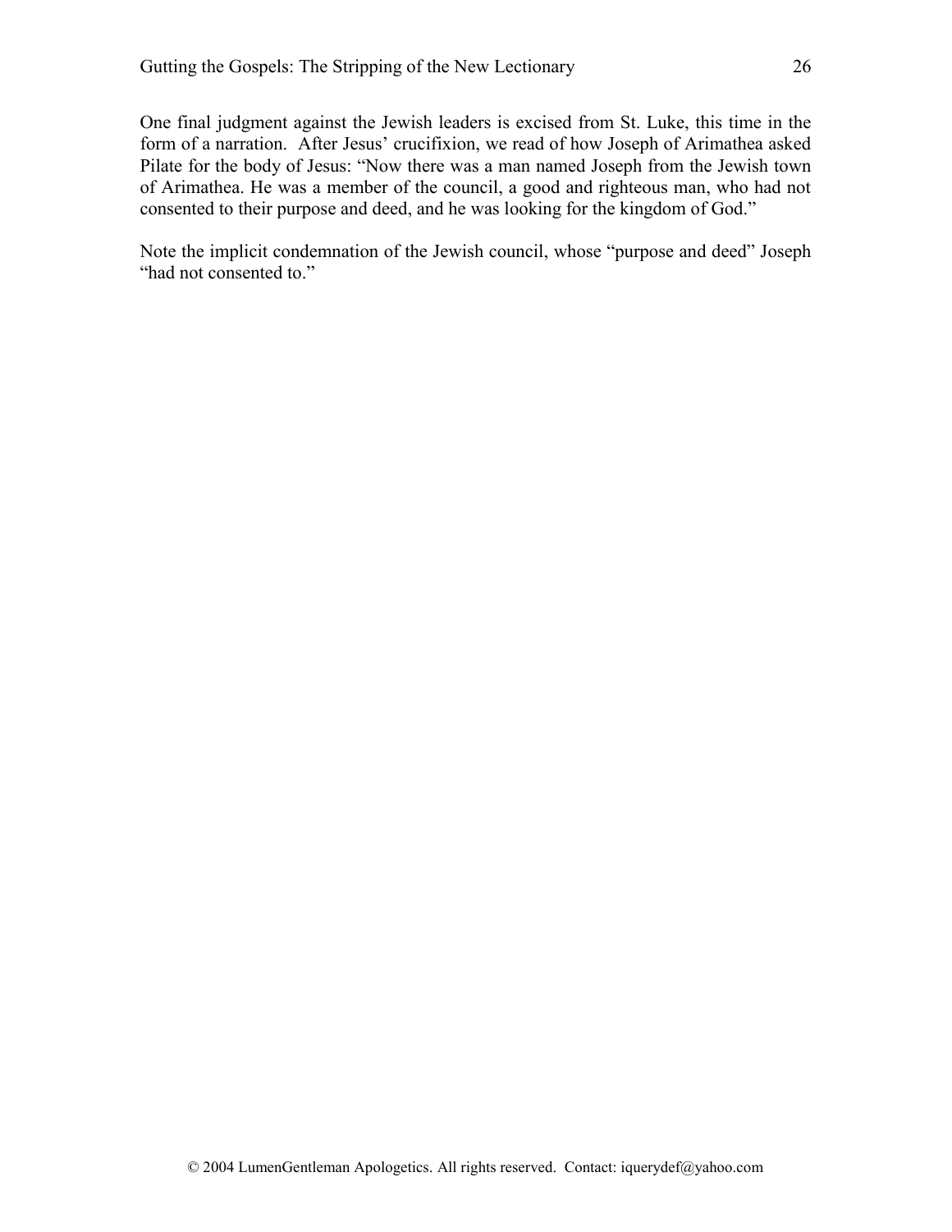One final judgment against the Jewish leaders is excised from St. Luke, this time in the form of a narration. After Jesus' crucifixion, we read of how Joseph of Arimathea asked Pilate for the body of Jesus: "Now there was a man named Joseph from the Jewish town of Arimathea. He was a member of the council, a good and righteous man, who had not consented to their purpose and deed, and he was looking for the kingdom of God."

Note the implicit condemnation of the Jewish council, whose "purpose and deed" Joseph "had not consented to."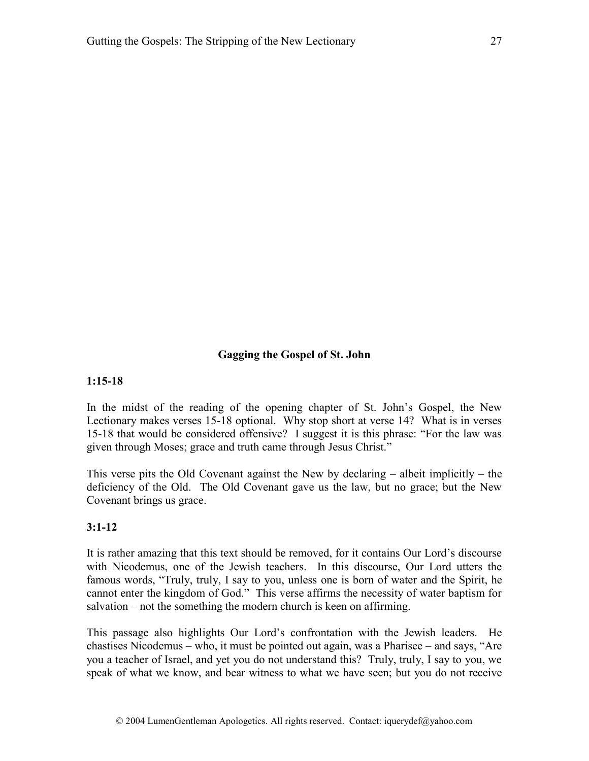## Gagging the Gospel of St. John

**1:15-18**

In the midst of the reading of the opening chapter of St. John's Gospel, the New Lectionary makes verses 15-18 optional. Why stop short at verse 14? What is in verses 15-18 that would be considered offensive? I suggest it is this phrase: "For the law was given through Moses; grace and truth came through Jesus Christ."

This verse pits the Old Covenant against the New by declaring – albeit implicitly – the deficiency of the Old. The Old Covenant gave us the law, but no grace; but the New Covenant brings us grace.

**3:1-12**

It is rather amazing that this text should be removed, for it contains Our Lord's discourse with Nicodemus, one of the Jewish teachers. In this discourse, Our Lord utters the famous words, "Truly, truly, I say to you, unless one is born of water and the Spirit, he cannot enter the kingdom of God." This verse affirms the necessity of water baptism for salvation – not the something the modern church is keen on affirming.

This passage also highlights Our Lord's confrontation with the Jewish leaders. He chastises Nicodemus – who, it must be pointed out again, was a Pharisee – and says, "Are you a teacher of Israel, and yet you do not understand this? Truly, truly, I say to you, we speak of what we know, and bear witness to what we have seen; but you do not receive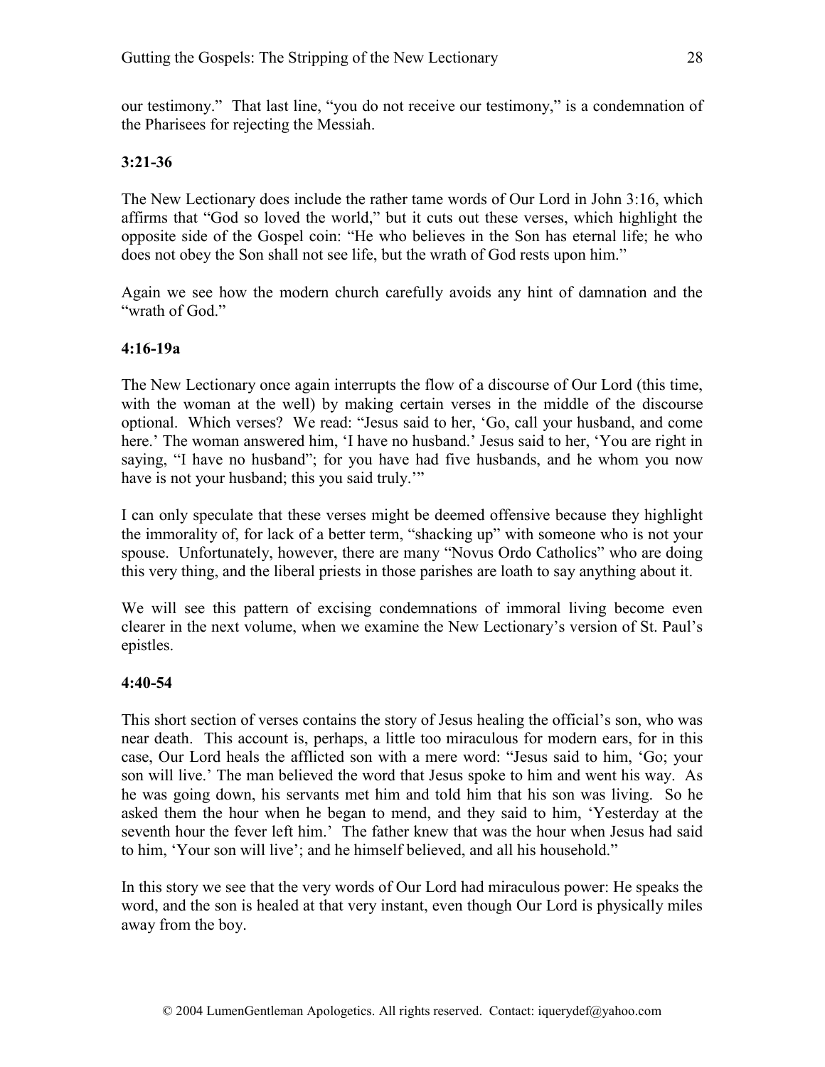our testimony." That last line, "you do not receive our testimony," is a condemnation of the Pharisees for rejecting the Messiah.

**3:21-36**

The New Lectionary does include the rather tame words of Our Lord in John 3:16, which affirms that "God so loved the world," but it cuts out these verses, which highlight the opposite side of the Gospel coin: "He who believes in the Son has eternal life; he who does not obey the Son shall not see life, but the wrath of God rests upon him."

Again we see how the modern church carefully avoids any hint of damnation and the "wrath of God."

**4:16-19a**

The New Lectionary once again interrupts the flow of a discourse of Our Lord (this time, with the woman at the well) by making certain verses in the middle of the discourse optional. Which verses? We read: "Jesus said to her, 'Go, call your husband, and come here.' The woman answered him, 'I have no husband.' Jesus said to her, 'You are right in saying, "I have no husband"; for you have had five husbands, and he whom you now have is not your husband; this you said truly.'"

I can only speculate that these verses might be deemed offensive because they highlight the immorality of, for lack of a better term, "shacking up" with someone who is not your spouse. Unfortunately, however, there are many "Novus Ordo Catholics" who are doing this very thing, and the liberal priests in those parishes are loath to say anything about it.

We will see this pattern of excising condemnations of immoral living become even clearer in the next volume, when we examine the New Lectionary's version of St. Paul's epistles.

**4:40-54**

This short section of verses contains the story of Jesus healing the official's son, who was near death. This account is, perhaps, a little too miraculous for modern ears, for in this case, Our Lord heals the afflicted son with a mere word: "Jesus said to him, 'Go; your son will live.' The man believed the word that Jesus spoke to him and went his way. As he was going down, his servants met him and told him that his son was living. So he asked them the hour when he began to mend, and they said to him, 'Yesterday at the seventh hour the fever left him.' The father knew that was the hour when Jesus had said to him, 'Your son will live'; and he himself believed, and all his household."

In this story we see that the very words of Our Lord had miraculous power: He speaks the word, and the son is healed at that very instant, even though Our Lord is physically miles away from the boy.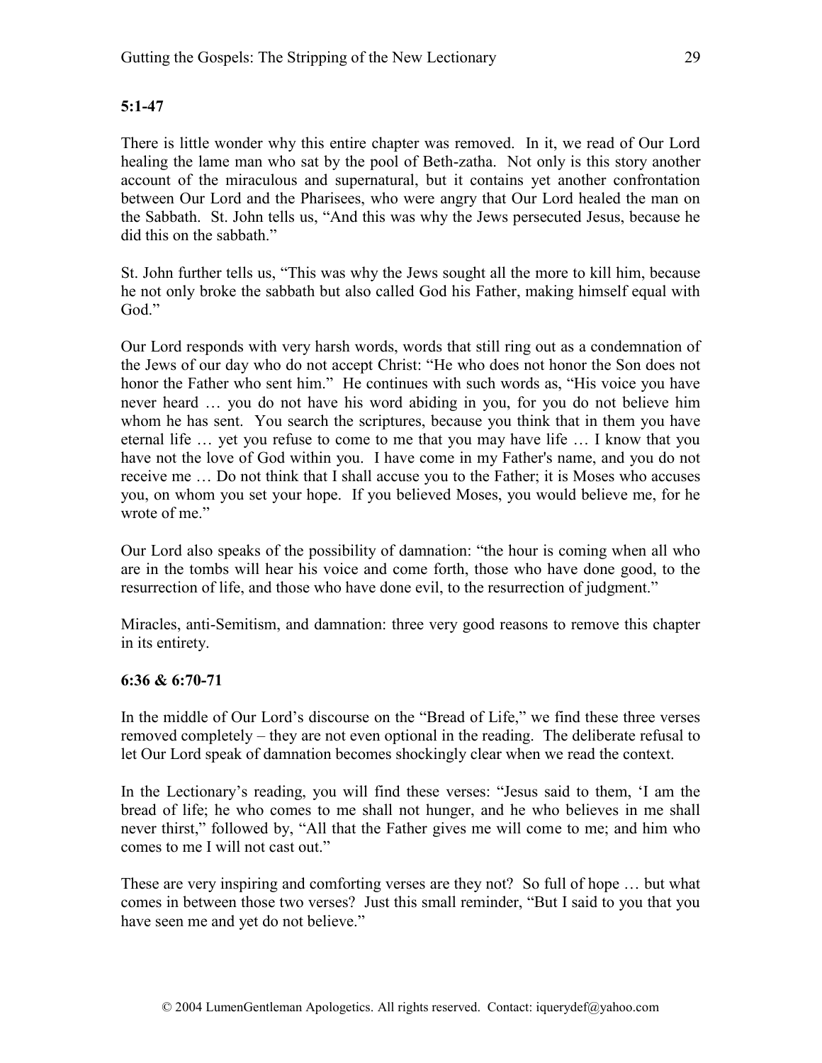**5:1-47**

There is little wonder why this entire chapter was removed. In it, we read of Our Lord healing the lame man who sat by the pool of Beth-zatha. Not only is this story another account of the miraculous and supernatural, but it contains yet another confrontation between Our Lord and the Pharisees, who were angry that Our Lord healed the man on the Sabbath. St. John tells us, "And this was why the Jews persecuted Jesus, because he did this on the sabbath."

St. John further tells us, "This was why the Jews sought all the more to kill him, because he not only broke the sabbath but also called God his Father, making himself equal with God."

Our Lord responds with very harsh words, words that still ring out as a condemnation of the Jews of our day who do not accept Christ: "He who does not honor the Son does not honor the Father who sent him." He continues with such words as, "His voice you have never heard … you do not have his word abiding in you, for you do not believe him whom he has sent. You search the scriptures, because you think that in them you have eternal life … yet you refuse to come to me that you may have life … I know that you have not the love of God within you. I have come in my Father's name, and you do not receive me … Do not think that I shall accuse you to the Father; it is Moses who accuses you, on whom you set your hope. If you believed Moses, you would believe me, for he wrote of me."

Our Lord also speaks of the possibility of damnation: "the hour is coming when all who are in the tombs will hear his voice and come forth, those who have done good, to the resurrection of life, and those who have done evil, to the resurrection of judgment."

Miracles, anti-Semitism, and damnation: three very good reasons to remove this chapter in its entirety.

**6:36 & 6:70-71**

In the middle of Our Lord's discourse on the "Bread of Life," we find these three verses removed completely – they are not even optional in the reading. The deliberate refusal to let Our Lord speak of damnation becomes shockingly clear when we read the context.

In the Lectionary's reading, you will find these verses: "Jesus said to them, 'I am the bread of life; he who comes to me shall not hunger, and he who believes in me shall never thirst," followed by, "All that the Father gives me will come to me; and him who comes to me I will not cast out."

These are very inspiring and comforting verses are they not? So full of hope … but what comes in between those two verses? Just this small reminder, "But I said to you that you have seen me and yet do not believe."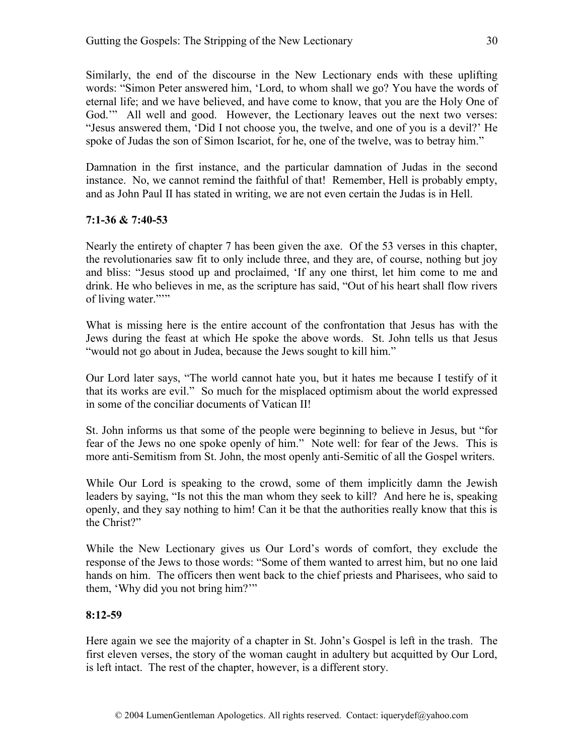Similarly, the end of the discourse in the New Lectionary ends with these uplifting words: “Simon Peter answered him, ‘Lord, to whom shall we go? You have the words of eternal life; and we have believed, and have come to know, that you are the Holy One of God.’” All well and good. However, the Lectionary leaves out the next two verses: “Jesus answered them, ‘Did I not choose you, the twelve, and one of you is a devil?’ He spoke of Judas the son of Simon Iscariot, for he, one of the twelve, was to betray him.”

Damnation in the first instance, and the particular damnation of Judas in the second instance. No, we cannot remind the faithful of that! Remember, Hell is probably empty, and as John Paul II has stated in writing, we are not even certain the Judas is in Hell.

**7:1-36 & 7:40-53**

Nearly the entirety of chapter 7 has been given the axe. Of the 53 verses in this chapter, the revolutionaries saw fit to only include three, and they are, of course, nothing but joy and bliss: “Jesus stood up and proclaimed, ‘If any one thirst, let him come to me and drink. He who believes in me, as the scripture has said, “Out of his heart shall flow rivers of living water.”’”

What is missing here is the entire account of the confrontation that Jesus has with the Jews during the feast at which He spoke the above words. St. John tells us that Jesus “would not go about in Judea, because the Jews sought to kill him.”

Our Lord later says, “The world cannot hate you, but it hates me because I testify of it that its works are evil.” So much for the misplaced optimism about the world expressed in some of the conciliar documents of Vatican II!

St. John informs us that some of the people were beginning to believe in Jesus, but “for fear of the Jews no one spoke openly of him.” Note well: for fear of the Jews. This is more anti-Semitism from St. John, the most openly anti-Semitic of all the Gospel writers.

While Our Lord is speaking to the crowd, some of them implicitly damn the Jewish leaders by saying, “Is not this the man whom they seek to kill? And here he is, speaking openly, and they say nothing to him! Can it be that the authorities really know that this is the Christ?”

While the New Lectionary gives us Our Lord’s words of comfort, they exclude the response of the Jews to those words: “Some of them wanted to arrest him, but no one laid hands on him. The officers then went back to the chief priests and Pharisees, who said to them, ‘Why did you not bring him?’”

**8:12-59**

Here again we see the majority of a chapter in St. John’s Gospel is left in the trash. The first eleven verses, the story of the woman caught in adultery but acquitted by Our Lord, is left intact. The rest of the chapter, however, is a different story.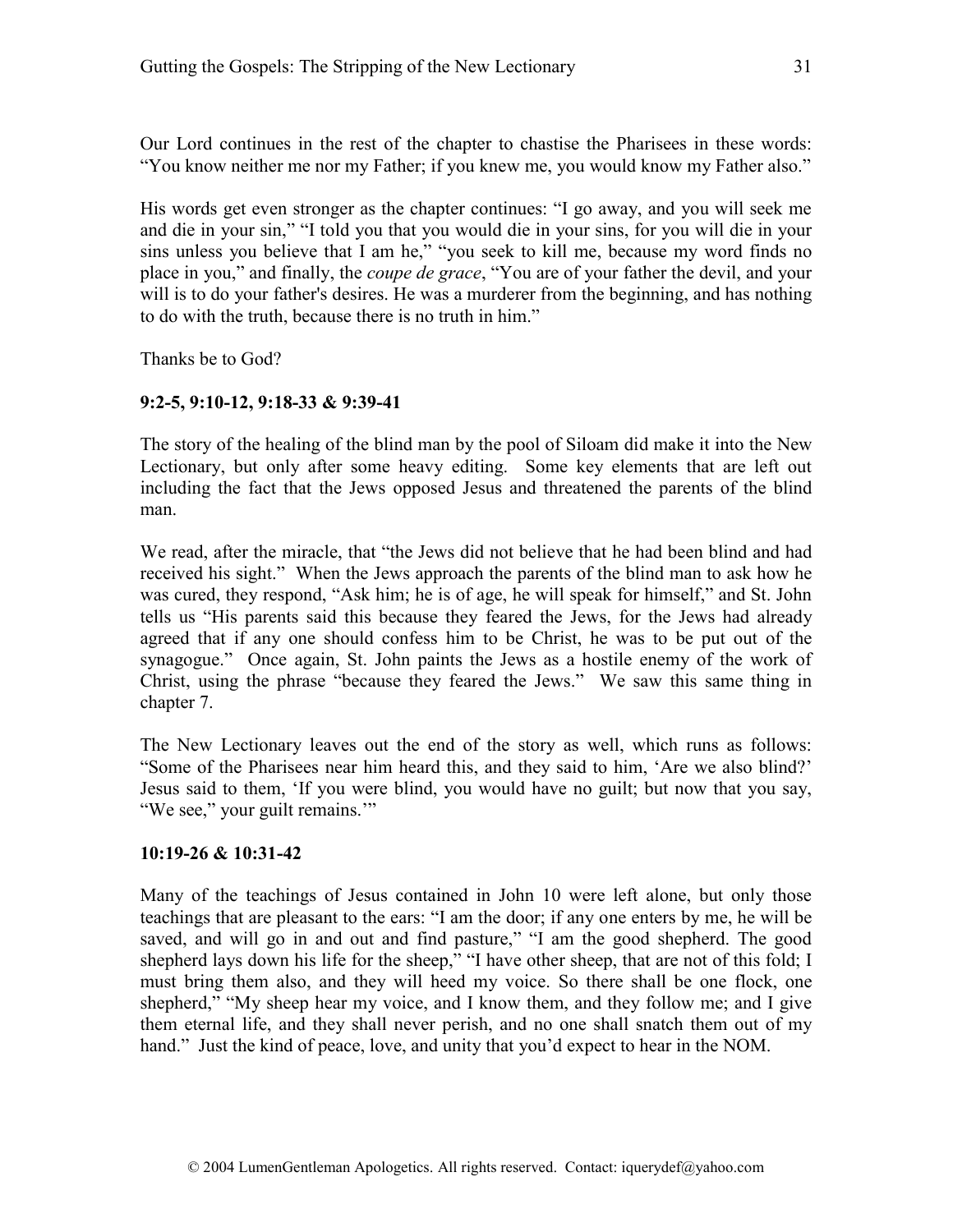Our Lord continues in the rest of the chapter to chastise the Pharisees in these words: "You know neither me nor my Father; if you knew me, you would know my Father also."

His words get even stronger as the chapter continues: "I go away, and you will seek me and die in your sin," "I told you that you would die in your sins, for you will die in your sins unless you believe that I am he," "you seek to kill me, because my word finds no place in you," and finally, the *coupe de grace*, "You are of your father the devil, and your will is to do your father's desires. He was a murderer from the beginning, and has nothing to do with the truth, because there is no truth in him."

Thanks be to God?

**9:2-5, 9:10-12, 9:18-33 & 9:39-41**

The story of the healing of the blind man by the pool of Siloam did make it into the New Lectionary, but only after some heavy editing. Some key elements that are left out including the fact that the Jews opposed Jesus and threatened the parents of the blind man.

We read, after the miracle, that "the Jews did not believe that he had been blind and had received his sight." When the Jews approach the parents of the blind man to ask how he was cured, they respond, "Ask him; he is of age, he will speak for himself," and St. John tells us "His parents said this because they feared the Jews, for the Jews had already agreed that if any one should confess him to be Christ, he was to be put out of the synagogue." Once again, St. John paints the Jews as a hostile enemy of the work of Christ, using the phrase "because they feared the Jews." We saw this same thing in chapter 7.

The New Lectionary leaves out the end of the story as well, which runs as follows: "Some of the Pharisees near him heard this, and they said to him, 'Are we also blind?' Jesus said to them, 'If you were blind, you would have no guilt; but now that you say, "We see," your guilt remains.'"

**10:19-26 & 10:31-42**

Many of the teachings of Jesus contained in John 10 were left alone, but only those teachings that are pleasant to the ears: "I am the door; if any one enters by me, he will be saved, and will go in and out and find pasture," "I am the good shepherd. The good shepherd lays down his life for the sheep," "I have other sheep, that are not of this fold; I must bring them also, and they will heed my voice. So there shall be one flock, one shepherd," "My sheep hear my voice, and I know them, and they follow me; and I give them eternal life, and they shall never perish, and no one shall snatch them out of my hand." Just the kind of peace, love, and unity that you'd expect to hear in the NOM.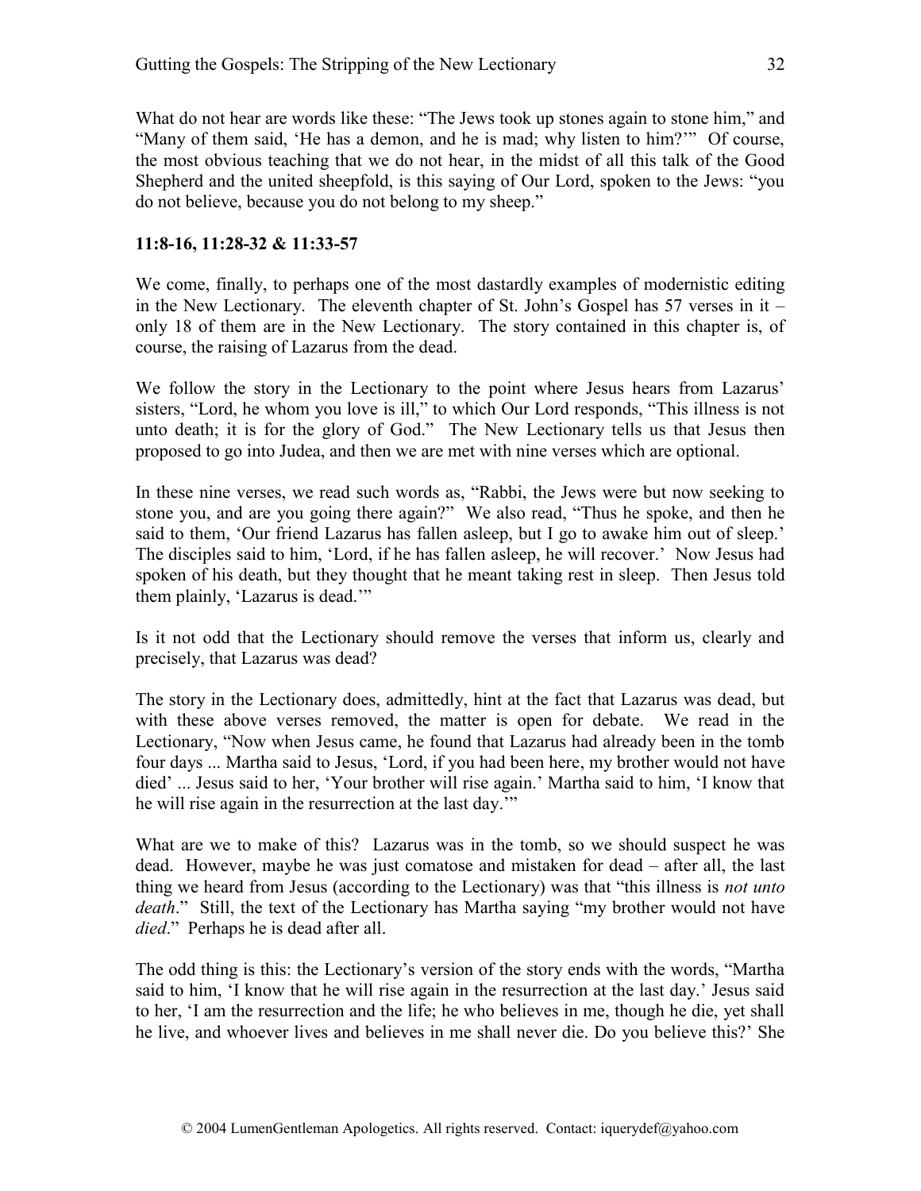What do not hear are words like these: “The Jews took up stones again to stone him,” and “Many of them said, ‘He has a demon, and he is mad; why listen to him?’” Of course, the most obvious teaching that we do not hear, in the midst of all this talk of the Good Shepherd and the united sheepfold, is this saying of Our Lord, spoken to the Jews: “you do not believe, because you do not belong to my sheep.”

**11:8-16, 11:28-32 & 11:33-57**

We come, finally, to perhaps one of the most dastardly examples of modernistic editing in the New Lectionary. The eleventh chapter of St. John’s Gospel has 57 verses in it – only 18 of them are in the New Lectionary. The story contained in this chapter is, of course, the raising of Lazarus from the dead.

We follow the story in the Lectionary to the point where Jesus hears from Lazarus’ sisters, “Lord, he whom you love is ill,” to which Our Lord responds, “This illness is not unto death; it is for the glory of God.” The New Lectionary tells us that Jesus then proposed to go into Judea, and then we are met with nine verses which are optional.

In these nine verses, we read such words as, “Rabbi, the Jews were but now seeking to stone you, and are you going there again?” We also read, “Thus he spoke, and then he said to them, ‘Our friend Lazarus has fallen asleep, but I go to awake him out of sleep.’ The disciples said to him, ‘Lord, if he has fallen asleep, he will recover.’ Now Jesus had spoken of his death, but they thought that he meant taking rest in sleep. Then Jesus told them plainly, ‘Lazarus is dead.’”

Is it not odd that the Lectionary should remove the verses that inform us, clearly and precisely, that Lazarus was dead?

The story in the Lectionary does, admittedly, hint at the fact that Lazarus was dead, but with these above verses removed, the matter is open for debate. We read in the Lectionary, “Now when Jesus came, he found that Lazarus had already been in the tomb four days ... Martha said to Jesus, ‘Lord, if you had been here, my brother would not have died’ ... Jesus said to her, ‘Your brother will rise again.’ Martha said to him, ‘I know that he will rise again in the resurrection at the last day.’”

What are we to make of this? Lazarus was in the tomb, so we should suspect he was dead. However, maybe he was just comatose and mistaken for dead – after all, the last thing we heard from Jesus (according to the Lectionary) was that “this illness is *not unto death*.” Still, the text of the Lectionary has Martha saying “my brother would not have *died*.” Perhaps he is dead after all.

The odd thing is this: the Lectionary’s version of the story ends with the words, “Martha said to him, ‘I know that he will rise again in the resurrection at the last day.’ Jesus said to her, ‘I am the resurrection and the life; he who believes in me, though he die, yet shall he live, and whoever lives and believes in me shall never die. Do you believe this?’ She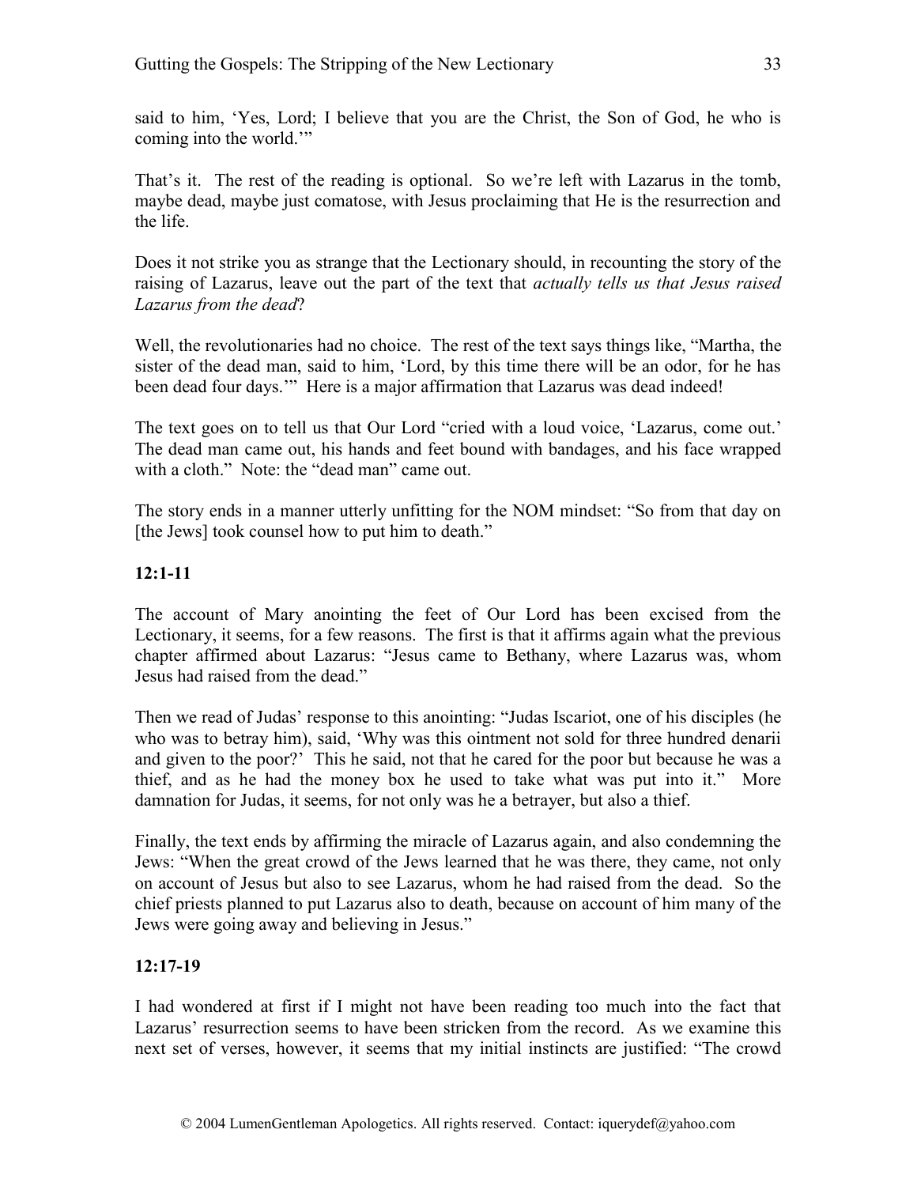said to him, 'Yes, Lord; I believe that you are the Christ, the Son of God, he who is coming into the world.'"

That's it. The rest of the reading is optional. So we're left with Lazarus in the tomb, maybe dead, maybe just comatose, with Jesus proclaiming that He is the resurrection and the life.

Does it not strike you as strange that the Lectionary should, in recounting the story of the raising of Lazarus, leave out the part of the text that *actually tells us that Jesus raised Lazarus from the dead*?

Well, the revolutionaries had no choice. The rest of the text says things like, "Martha, the sister of the dead man, said to him, 'Lord, by this time there will be an odor, for he has been dead four days.'" Here is a major affirmation that Lazarus was dead indeed!

The text goes on to tell us that Our Lord "cried with a loud voice, 'Lazarus, come out.' The dead man came out, his hands and feet bound with bandages, and his face wrapped with a cloth." Note: the "dead man" came out.

The story ends in a manner utterly unfitting for the NOM mindset: "So from that day on [the Jews] took counsel how to put him to death."

**12:1-11**

The account of Mary anointing the feet of Our Lord has been excised from the Lectionary, it seems, for a few reasons. The first is that it affirms again what the previous chapter affirmed about Lazarus: "Jesus came to Bethany, where Lazarus was, whom Jesus had raised from the dead."

Then we read of Judas' response to this anointing: "Judas Iscariot, one of his disciples (he who was to betray him), said, 'Why was this ointment not sold for three hundred denarii and given to the poor?' This he said, not that he cared for the poor but because he was a thief, and as he had the money box he used to take what was put into it." More damnation for Judas, it seems, for not only was he a betrayer, but also a thief.

Finally, the text ends by affirming the miracle of Lazarus again, and also condemning the Jews: "When the great crowd of the Jews learned that he was there, they came, not only on account of Jesus but also to see Lazarus, whom he had raised from the dead. So the chief priests planned to put Lazarus also to death, because on account of him many of the Jews were going away and believing in Jesus."

**12:17-19**

I had wondered at first if I might not have been reading too much into the fact that Lazarus' resurrection seems to have been stricken from the record. As we examine this next set of verses, however, it seems that my initial instincts are justified: "The crowd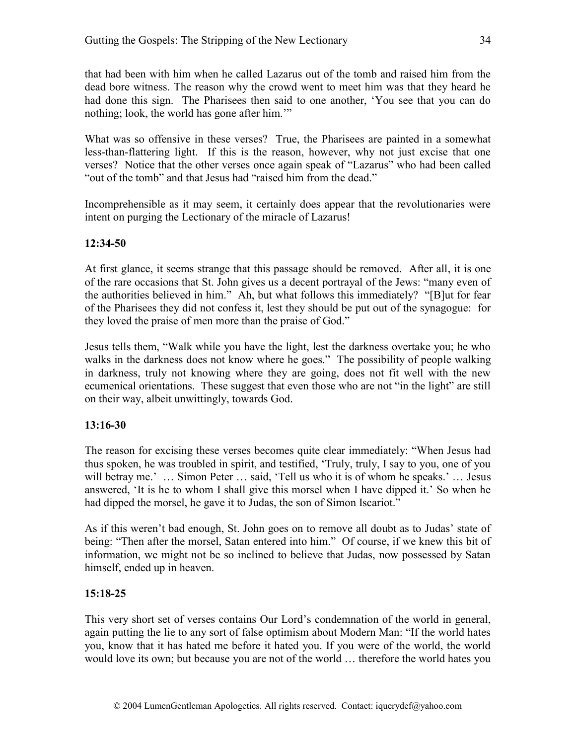that had been with him when he called Lazarus out of the tomb and raised him from the dead bore witness. The reason why the crowd went to meet him was that they heard he had done this sign. The Pharisees then said to one another, 'You see that you can do nothing; look, the world has gone after him.'"

What was so offensive in these verses? True, the Pharisees are painted in a somewhat less-than-flattering light. If this is the reason, however, why not just excise that one verses? Notice that the other verses once again speak of "Lazarus" who had been called "out of the tomb" and that Jesus had "raised him from the dead."

Incomprehensible as it may seem, it certainly does appear that the revolutionaries were intent on purging the Lectionary of the miracle of Lazarus!

**12:34-50**

At first glance, it seems strange that this passage should be removed. After all, it is one of the rare occasions that St. John gives us a decent portrayal of the Jews: "many even of the authorities believed in him." Ah, but what follows this immediately? "[B]ut for fear of the Pharisees they did not confess it, lest they should be put out of the synagogue: for they loved the praise of men more than the praise of God."

Jesus tells them, "Walk while you have the light, lest the darkness overtake you; he who walks in the darkness does not know where he goes." The possibility of people walking in darkness, truly not knowing where they are going, does not fit well with the new ecumenical orientations. These suggest that even those who are not "in the light" are still on their way, albeit unwittingly, towards God.

**13:16-30**

The reason for excising these verses becomes quite clear immediately: "When Jesus had thus spoken, he was troubled in spirit, and testified, 'Truly, truly, I say to you, one of you will betray me.' … Simon Peter … said, 'Tell us who it is of whom he speaks.' … Jesus answered, 'It is he to whom I shall give this morsel when I have dipped it.' So when he had dipped the morsel, he gave it to Judas, the son of Simon Iscariot."

As if this weren't bad enough, St. John goes on to remove all doubt as to Judas' state of being: "Then after the morsel, Satan entered into him." Of course, if we knew this bit of information, we might not be so inclined to believe that Judas, now possessed by Satan himself, ended up in heaven.

**15:18-25**

This very short set of verses contains Our Lord's condemnation of the world in general, again putting the lie to any sort of false optimism about Modern Man: "If the world hates you, know that it has hated me before it hated you. If you were of the world, the world would love its own; but because you are not of the world … therefore the world hates you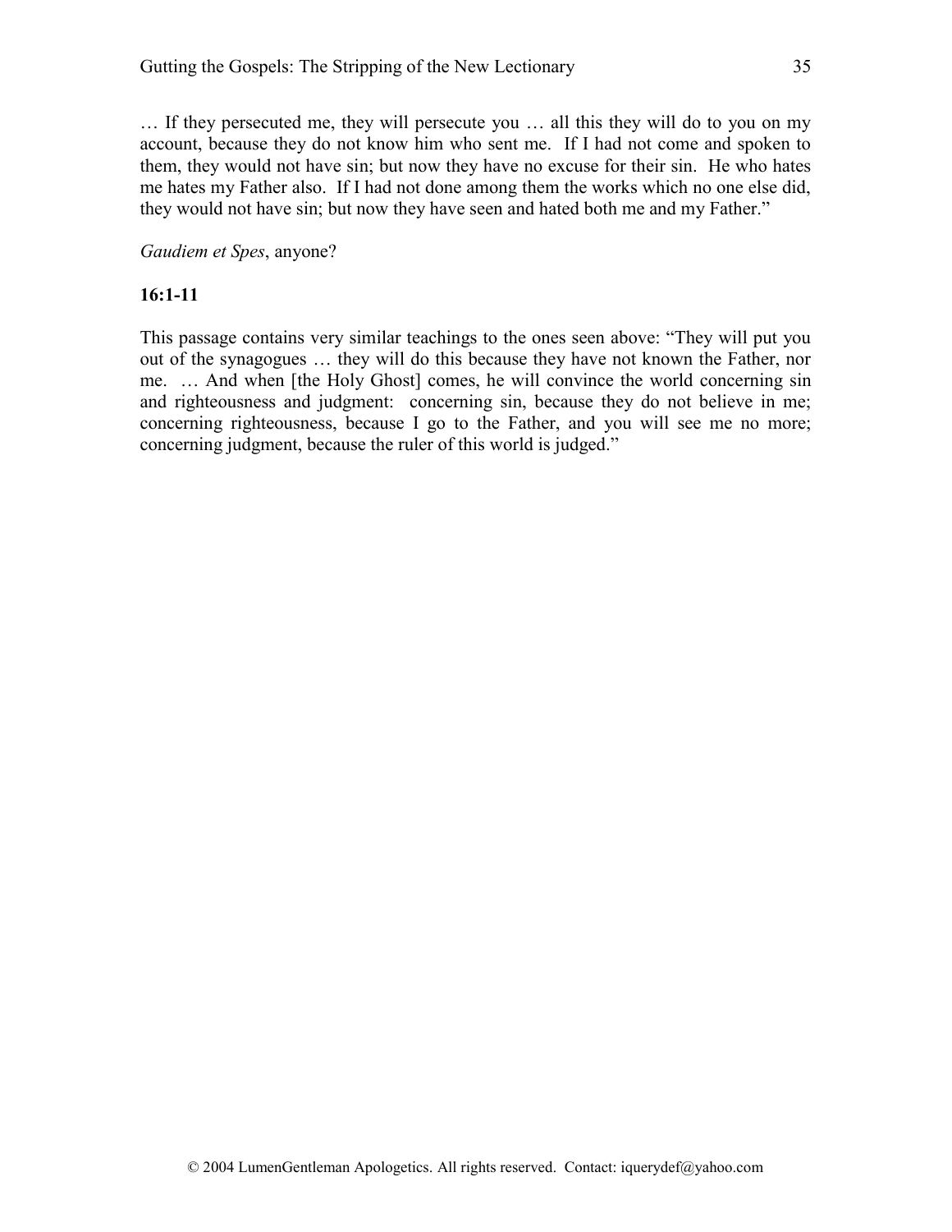… If they persecuted me, they will persecute you … all this they will do to you on my account, because they do not know him who sent me. If I had not come and spoken to them, they would not have sin; but now they have no excuse for their sin. He who hates me hates my Father also. If I had not done among them the works which no one else did, they would not have sin; but now they have seen and hated both me and my Father."

*Gaudiem et Spes*, anyone?

**16:1-11**

This passage contains very similar teachings to the ones seen above: "They will put you out of the synagogues … they will do this because they have not known the Father, nor me. … And when [the Holy Ghost] comes, he will convince the world concerning sin and righteousness and judgment: concerning sin, because they do not believe in me; concerning righteousness, because I go to the Father, and you will see me no more; concerning judgment, because the ruler of this world is judged."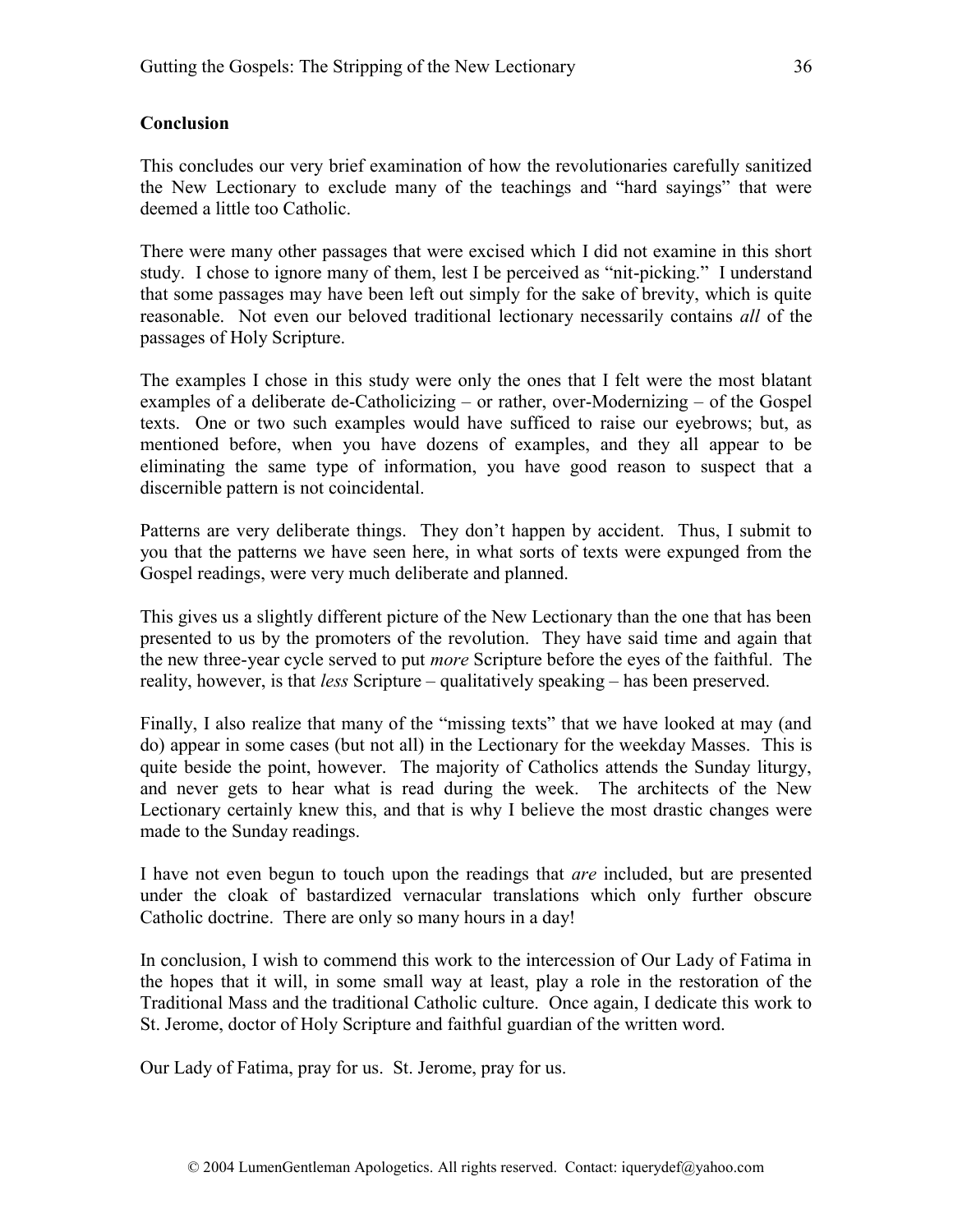**Conclusion**

This concludes our very brief examination of how the revolutionaries carefully sanitized the New Lectionary to exclude many of the teachings and "hard sayings" that were deemed a little too Catholic.

There were many other passages that were excised which I did not examine in this short study. I chose to ignore many of them, lest I be perceived as "nit-picking." I understand that some passages may have been left out simply for the sake of brevity, which is quite reasonable. Not even our beloved traditional lectionary necessarily contains *all* of the passages of Holy Scripture.

The examples I chose in this study were only the ones that I felt were the most blatant examples of a deliberate de-Catholicizing – or rather, over-Modernizing – of the Gospel texts. One or two such examples would have sufficed to raise our eyebrows; but, as mentioned before, when you have dozens of examples, and they all appear to be eliminating the same type of information, you have good reason to suspect that a discernible pattern is not coincidental.

Patterns are very deliberate things. They don't happen by accident. Thus, I submit to you that the patterns we have seen here, in what sorts of texts were expunged from the Gospel readings, were very much deliberate and planned.

This gives us a slightly different picture of the New Lectionary than the one that has been presented to us by the promoters of the revolution. They have said time and again that the new three-year cycle served to put *more* Scripture before the eyes of the faithful. The reality, however, is that *less* Scripture – qualitatively speaking – has been preserved.

Finally, I also realize that many of the "missing texts" that we have looked at may (and do) appear in some cases (but not all) in the Lectionary for the weekday Masses. This is quite beside the point, however. The majority of Catholics attends the Sunday liturgy, and never gets to hear what is read during the week. The architects of the New Lectionary certainly knew this, and that is why I believe the most drastic changes were made to the Sunday readings.

I have not even begun to touch upon the readings that *are* included, but are presented under the cloak of bastardized vernacular translations which only further obscure Catholic doctrine. There are only so many hours in a day!

In conclusion, I wish to commend this work to the intercession of Our Lady of Fatima in the hopes that it will, in some small way at least, play a role in the restoration of the Traditional Mass and the traditional Catholic culture. Once again, I dedicate this work to St. Jerome, doctor of Holy Scripture and faithful guardian of the written word.

Our Lady of Fatima, pray for us. St. Jerome, pray for us.